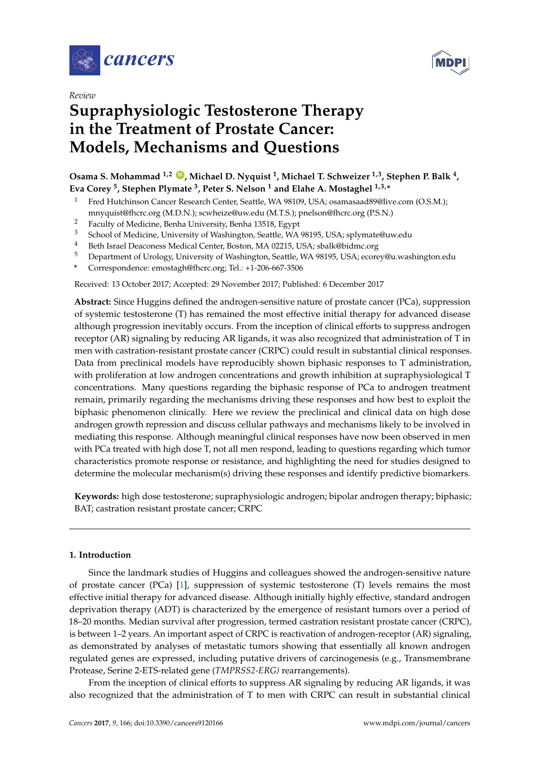Review

# Supraphysiologic Testosterone Therapy in the Treatment of Prostate Cancer: Models, Mechanisms and Questions

**Osama S. Mohammad [1,2], Michael D. Nyquist [1], Michael T. Schweizer [1,3], Stephen P. Balk [4], Eva Corey [5], Stephen Plymate [3], Peter S. Nelson [1] and Elahe A. Mostaghel [1,3,*]**

1. Fred Hutchinson Cancer Research Center, Seattle, WA 98109, USA; osamasaad89@live.com (O.S.M.); mnyquist@fhcrc.org (M.D.N.); scwheize@uw.edu (M.T.S.); pnelson@fhcrc.org (P.S.N.)
2. Faculty of Medicine, Benha University, Benha 13518, Egypt
3. School of Medicine, University of Washington, Seattle, WA 98195, USA; splymate@uw.edu
4. Beth Israel Deaconess Medical Center, Boston, MA 02215, USA; sbalk@bidmc.org
5. Department of Urology, University of Washington, Seattle, WA 98195, USA; ecorey@u.washington.edu

\* Correspondence: emostagh@fhcrc.org; Tel.: +1-206-667-3506

Received: 13 October 2017; Accepted: 29 November 2017; Published: 6 December 2017

**Abstract:** Since Huggins defined the androgen-sensitive nature of prostate cancer (PCa), suppression of systemic testosterone (T) has remained the most effective initial therapy for advanced disease although progression inevitably occurs. From the inception of clinical efforts to suppress androgen receptor (AR) signaling by reducing AR ligands, it was also recognized that administration of T in men with castration-resistant prostate cancer (CRPC) could result in substantial clinical responses. Data from preclinical models have reproducibly shown biphasic responses to T administration, with proliferation at low androgen concentrations and growth inhibition at supraphysiological T concentrations. Many questions regarding the biphasic response of PCa to androgen treatment remain, primarily regarding the mechanisms driving these responses and how best to exploit the biphasic phenomenon clinically. Here we review the preclinical and clinical data on high dose androgen growth repression and discuss cellular pathways and mechanisms likely to be involved in mediating this response. Although meaningful clinical responses have now been observed in men with PCa treated with high dose T, not all men respond, leading to questions regarding which tumor characteristics promote response or resistance, and highlighting the need for studies designed to determine the molecular mechanism(s) driving these responses and identify predictive biomarkers.

**Keywords:** high dose testosterone; supraphysiologic androgen; bipolar androgen therapy; biphasic; BAT; castration resistant prostate cancer; CRPC

## 1. Introduction

Since the landmark studies of Huggins and colleagues showed the androgen-sensitive nature of prostate cancer (PCa) [1], suppression of systemic testosterone (T) levels remains the most effective initial therapy for advanced disease. Although initially highly effective, standard androgen deprivation therapy (ADT) is characterized by the emergence of resistant tumors over a period of 18–20 months. Median survival after progression, termed castration resistant prostate cancer (CRPC), is between 1–2 years. An important aspect of CRPC is reactivation of androgen-receptor (AR) signaling, as demonstrated by analyses of metastatic tumors showing that essentially all known androgen regulated genes are expressed, including putative drivers of carcinogenesis (e.g., Transmembrane Protease, Serine 2-ETS-related gene (*TMPRSS2-ERG)* rearrangements).

From the inception of clinical efforts to suppress AR signaling by reducing AR ligands, it was also recognized that the administration of T to men with CRPC can result in substantial clinical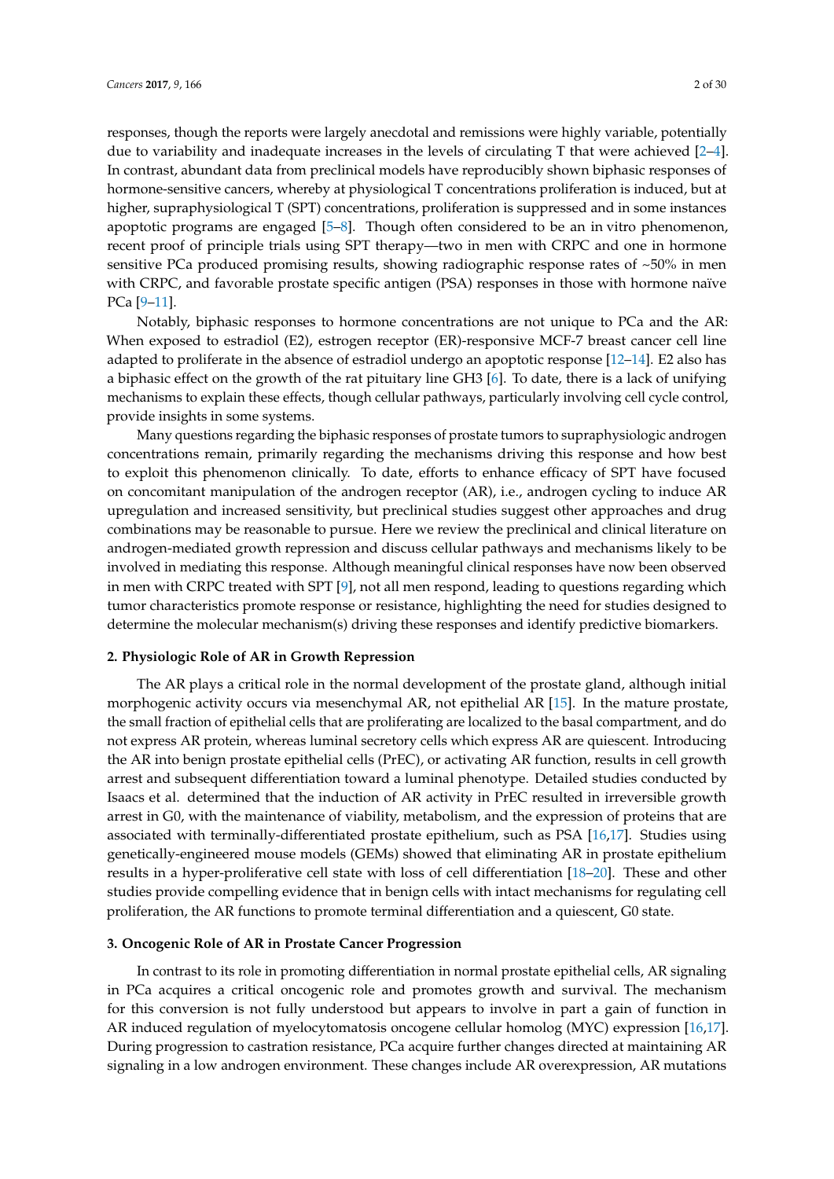responses, though the reports were largely anecdotal and remissions were highly variable, potentially due to variability and inadequate increases in the levels of circulating T that were achieved [2–4]. In contrast, abundant data from preclinical models have reproducibly shown biphasic responses of hormone-sensitive cancers, whereby at physiological T concentrations proliferation is induced, but at higher, supraphysiological T (SPT) concentrations, proliferation is suppressed and in some instances apoptotic programs are engaged [5–8]. Though often considered to be an in vitro phenomenon, recent proof of principle trials using SPT therapy—two in men with CRPC and one in hormone sensitive PCa produced promising results, showing radiographic response rates of ~50% in men with CRPC, and favorable prostate specific antigen (PSA) responses in those with hormone naïve PCa [9–11].

Notably, biphasic responses to hormone concentrations are not unique to PCa and the AR: When exposed to estradiol (E2), estrogen receptor (ER)-responsive MCF-7 breast cancer cell line adapted to proliferate in the absence of estradiol undergo an apoptotic response [12–14]. E2 also has a biphasic effect on the growth of the rat pituitary line GH3 [6]. To date, there is a lack of unifying mechanisms to explain these effects, though cellular pathways, particularly involving cell cycle control, provide insights in some systems.

Many questions regarding the biphasic responses of prostate tumors to supraphysiologic androgen concentrations remain, primarily regarding the mechanisms driving this response and how best to exploit this phenomenon clinically. To date, efforts to enhance efficacy of SPT have focused on concomitant manipulation of the androgen receptor (AR), i.e., androgen cycling to induce AR upregulation and increased sensitivity, but preclinical studies suggest other approaches and drug combinations may be reasonable to pursue. Here we review the preclinical and clinical literature on androgen-mediated growth repression and discuss cellular pathways and mechanisms likely to be involved in mediating this response. Although meaningful clinical responses have now been observed in men with CRPC treated with SPT [9], not all men respond, leading to questions regarding which tumor characteristics promote response or resistance, highlighting the need for studies designed to determine the molecular mechanism(s) driving these responses and identify predictive biomarkers.

## 2. Physiologic Role of AR in Growth Repression

The AR plays a critical role in the normal development of the prostate gland, although initial morphogenic activity occurs via mesenchymal AR, not epithelial AR [15]. In the mature prostate, the small fraction of epithelial cells that are proliferating are localized to the basal compartment, and do not express AR protein, whereas luminal secretory cells which express AR are quiescent. Introducing the AR into benign prostate epithelial cells (PrEC), or activating AR function, results in cell growth arrest and subsequent differentiation toward a luminal phenotype. Detailed studies conducted by Isaacs et al. determined that the induction of AR activity in PrEC resulted in irreversible growth arrest in G0, with the maintenance of viability, metabolism, and the expression of proteins that are associated with terminally-differentiated prostate epithelium, such as PSA [16,17]. Studies using genetically-engineered mouse models (GEMs) showed that eliminating AR in prostate epithelium results in a hyper-proliferative cell state with loss of cell differentiation [18–20]. These and other studies provide compelling evidence that in benign cells with intact mechanisms for regulating cell proliferation, the AR functions to promote terminal differentiation and a quiescent, G0 state.

## 3. Oncogenic Role of AR in Prostate Cancer Progression

In contrast to its role in promoting differentiation in normal prostate epithelial cells, AR signaling in PCa acquires a critical oncogenic role and promotes growth and survival. The mechanism for this conversion is not fully understood but appears to involve in part a gain of function in AR induced regulation of myelocytomatosis oncogene cellular homolog (MYC) expression [16,17]. During progression to castration resistance, PCa acquire further changes directed at maintaining AR signaling in a low androgen environment. These changes include AR overexpression, AR mutations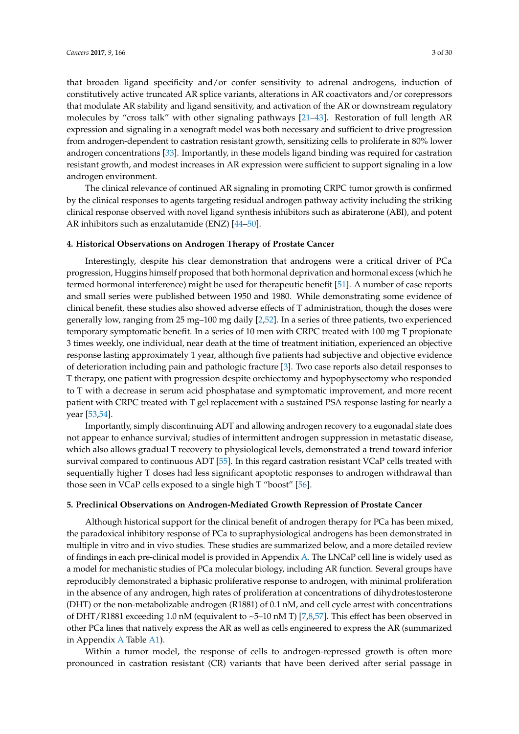that broaden ligand specificity and/or confer sensitivity to adrenal androgens, induction of constitutively active truncated AR splice variants, alterations in AR coactivators and/or corepressors that modulate AR stability and ligand sensitivity, and activation of the AR or downstream regulatory molecules by "cross talk" with other signaling pathways [21–43]. Restoration of full length AR expression and signaling in a xenograft model was both necessary and sufficient to drive progression from androgen-dependent to castration resistant growth, sensitizing cells to proliferate in 80% lower androgen concentrations [33]. Importantly, in these models ligand binding was required for castration resistant growth, and modest increases in AR expression were sufficient to support signaling in a low androgen environment.

The clinical relevance of continued AR signaling in promoting CRPC tumor growth is confirmed by the clinical responses to agents targeting residual androgen pathway activity including the striking clinical response observed with novel ligand synthesis inhibitors such as abiraterone (ABI), and potent AR inhibitors such as enzalutamide (ENZ) [44–50].

#### 4. Historical Observations on Androgen Therapy of Prostate Cancer

Interestingly, despite his clear demonstration that androgens were a critical driver of PCa progression, Huggins himself proposed that both hormonal deprivation and hormonal excess (which he termed hormonal interference) might be used for therapeutic benefit [51]. A number of case reports and small series were published between 1950 and 1980. While demonstrating some evidence of clinical benefit, these studies also showed adverse effects of T administration, though the doses were generally low, ranging from 25 mg–100 mg daily [2,52]. In a series of three patients, two experienced temporary symptomatic benefit. In a series of 10 men with CRPC treated with 100 mg T propionate 3 times weekly, one individual, near death at the time of treatment initiation, experienced an objective response lasting approximately 1 year, although five patients had subjective and objective evidence of deterioration including pain and pathologic fracture [3]. Two case reports also detail responses to T therapy, one patient with progression despite orchiectomy and hypophysectomy who responded to T with a decrease in serum acid phosphatase and symptomatic improvement, and more recent patient with CRPC treated with T gel replacement with a sustained PSA response lasting for nearly a year [53,54].

Importantly, simply discontinuing ADT and allowing androgen recovery to a eugonadal state does not appear to enhance survival; studies of intermittent androgen suppression in metastatic disease, which also allows gradual T recovery to physiological levels, demonstrated a trend toward inferior survival compared to continuous ADT [55]. In this regard castration resistant VCaP cells treated with sequentially higher T doses had less significant apoptotic responses to androgen withdrawal than those seen in VCaP cells exposed to a single high T "boost" [56].

#### 5. Preclinical Observations on Androgen-Mediated Growth Repression of Prostate Cancer

Although historical support for the clinical benefit of androgen therapy for PCa has been mixed, the paradoxical inhibitory response of PCa to supraphysiological androgens has been demonstrated in multiple in vitro and in vivo studies. These studies are summarized below, and a more detailed review of findings in each pre-clinical model is provided in Appendix A. The LNCaP cell line is widely used as a model for mechanistic studies of PCa molecular biology, including AR function. Several groups have reproducibly demonstrated a biphasic proliferative response to androgen, with minimal proliferation in the absence of any androgen, high rates of proliferation at concentrations of dihydrotestosterone (DHT) or the non-metabolizable androgen (R1881) of 0.1 nM, and cell cycle arrest with concentrations of DHT/R1881 exceeding 1.0 nM (equivalent to ~5–10 nM T) [7,8,57]. This effect has been observed in other PCa lines that natively express the AR as well as cells engineered to express the AR (summarized in Appendix A Table A1).

Within a tumor model, the response of cells to androgen-repressed growth is often more pronounced in castration resistant (CR) variants that have been derived after serial passage in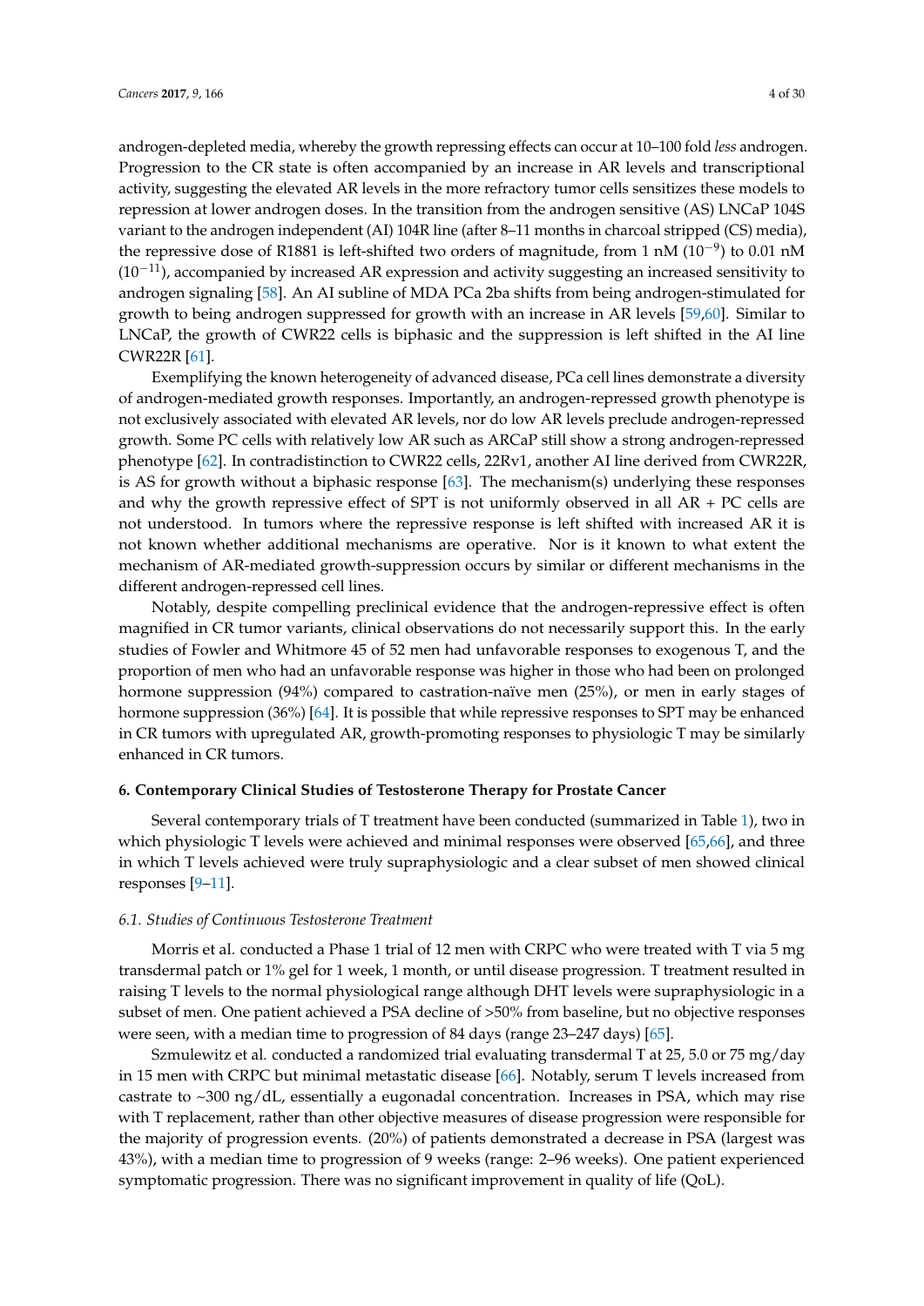androgen-depleted media, whereby the growth repressing effects can occur at 10–100 fold *less* androgen. Progression to the CR state is often accompanied by an increase in AR levels and transcriptional activity, suggesting the elevated AR levels in the more refractory tumor cells sensitizes these models to repression at lower androgen doses. In the transition from the androgen sensitive (AS) LNCaP 104S variant to the androgen independent (AI) 104R line (after 8–11 months in charcoal stripped (CS) media), the repressive dose of R1881 is left-shifted two orders of magnitude, from 1 nM ($10^{-9}$) to 0.01 nM ($10^{-11}$), accompanied by increased AR expression and activity suggesting an increased sensitivity to androgen signaling [58]. An AI subline of MDA PCa 2ba shifts from being androgen-stimulated for growth to being androgen suppressed for growth with an increase in AR levels [59,60]. Similar to LNCaP, the growth of CWR22 cells is biphasic and the suppression is left shifted in the AI line CWR22R [61].

Exemplifying the known heterogeneity of advanced disease, PCa cell lines demonstrate a diversity of androgen-mediated growth responses. Importantly, an androgen-repressed growth phenotype is not exclusively associated with elevated AR levels, nor do low AR levels preclude androgen-repressed growth. Some PC cells with relatively low AR such as ARCaP still show a strong androgen-repressed phenotype [62]. In contradistinction to CWR22 cells, 22Rv1, another AI line derived from CWR22R, is AS for growth without a biphasic response [63]. The mechanism(s) underlying these responses and why the growth repressive effect of SPT is not uniformly observed in all AR + PC cells are not understood. In tumors where the repressive response is left shifted with increased AR it is not known whether additional mechanisms are operative. Nor is it known to what extent the mechanism of AR-mediated growth-suppression occurs by similar or different mechanisms in the different androgen-repressed cell lines.

Notably, despite compelling preclinical evidence that the androgen-repressive effect is often magnified in CR tumor variants, clinical observations do not necessarily support this. In the early studies of Fowler and Whitmore 45 of 52 men had unfavorable responses to exogenous T, and the proportion of men who had an unfavorable response was higher in those who had been on prolonged hormone suppression (94%) compared to castration-naïve men (25%), or men in early stages of hormone suppression (36%) [64]. It is possible that while repressive responses to SPT may be enhanced in CR tumors with upregulated AR, growth-promoting responses to physiologic T may be similarly enhanced in CR tumors.

## 6. Contemporary Clinical Studies of Testosterone Therapy for Prostate Cancer

Several contemporary trials of T treatment have been conducted (summarized in Table 1), two in which physiologic T levels were achieved and minimal responses were observed [65,66], and three in which T levels achieved were truly supraphysiologic and a clear subset of men showed clinical responses [9–11].

### *6.1. Studies of Continuous Testosterone Treatment*

Morris et al. conducted a Phase 1 trial of 12 men with CRPC who were treated with T via 5 mg transdermal patch or 1% gel for 1 week, 1 month, or until disease progression. T treatment resulted in raising T levels to the normal physiological range although DHT levels were supraphysiologic in a subset of men. One patient achieved a PSA decline of >50% from baseline, but no objective responses were seen, with a median time to progression of 84 days (range 23–247 days) [65].

Szmulewitz et al. conducted a randomized trial evaluating transdermal T at 25, 5.0 or 75 mg/day in 15 men with CRPC but minimal metastatic disease [66]. Notably, serum T levels increased from castrate to ~300 ng/dL, essentially a eugonadal concentration. Increases in PSA, which may rise with T replacement, rather than other objective measures of disease progression were responsible for the majority of progression events. (20%) of patients demonstrated a decrease in PSA (largest was 43%), with a median time to progression of 9 weeks (range: 2–96 weeks). One patient experienced symptomatic progression. There was no significant improvement in quality of life (QoL).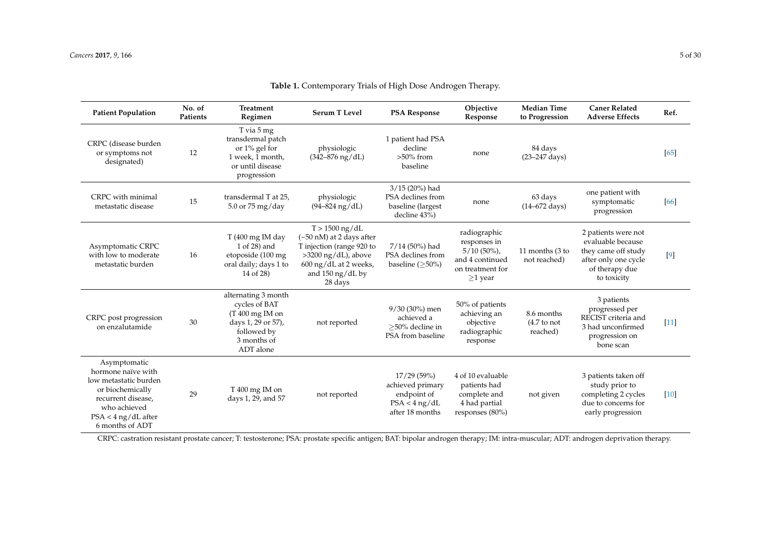**Table 1.** Contemporary Trials of High Dose Androgen Therapy.

| Patient Population | No. of Patients | Treatment Regimen | Serum T Level | PSA Response | Objective Response | Median Time to Progression | Caner Related Adverse Effects | Ref. |
| --- | --- | --- | --- | --- | --- | --- | --- | --- |
| CRPC (disease burden or symptoms not designated) | 12 | T via 5 mg transdermal patch or 1% gel for 1 week, 1 month, or until disease progression | physiologic (342–876 ng/dL) | 1 patient had PSA decline >50% from baseline | none | 84 days (23–247 days) | | [65] |
| CRPC with minimal metastatic disease | 15 | transdermal T at 25, 5.0 or 75 mg/day | physiologic (94–824 ng/dL) | 3/15 (20%) had PSA declines from baseline (largest decline 43%) | none | 63 days (14–672 days) | one patient with symptomatic progression | [66] |
| Asymptomatic CRPC with low to moderate metastatic burden | 16 | T (400 mg IM day 1 of 28) and etoposide (100 mg oral daily; days 1 to 14 of 28) | T > 1500 ng/dL (~50 nM) at 2 days after T injection (range 920 to >3200 ng/dL), above 600 ng/dL at 2 weeks, and 150 ng/dL by 28 days | 7/14 (50%) had PSA declines from baseline (≥50%) | radiographic responses in 5/10 (50%), and 4 continued on treatment for ≥1 year | 11 months (3 to not reached) | 2 patients were not evaluable because they came off study after only one cycle of therapy due to toxicity | [9] |
| CRPC post progression on enzalutamide | 30 | alternating 3 month cycles of BAT (T 400 mg IM on days 1, 29 or 57), followed by 3 months of ADT alone | not reported | 9/30 (30%) men achieved a ≥50% decline in PSA from baseline | 50% of patients achieving an objective radiographic response | 8.6 months (4.7 to not reached) | 3 patients progressed per RECIST criteria and 3 had unconfirmed progression on bone scan | [11] |
| Asymptomatic hormone naïve with low metastatic burden or biochemically recurrent disease, who achieved PSA < 4 ng/dL after 6 months of ADT | 29 | T 400 mg IM on days 1, 29, and 57 | not reported | 17/29 (59%) achieved primary endpoint of PSA < 4 ng/dL after 18 months | 4 of 10 evaluable patients had complete and 4 had partial responses (80%) | not given | 3 patients taken off study prior to completing 2 cycles due to concerns for early progression | [10] |

CRPC: castration resistant prostate cancer; T: testosterone; PSA: prostate specific antigen; BAT: bipolar androgen therapy; IM: intra-muscular; ADT: androgen deprivation therapy.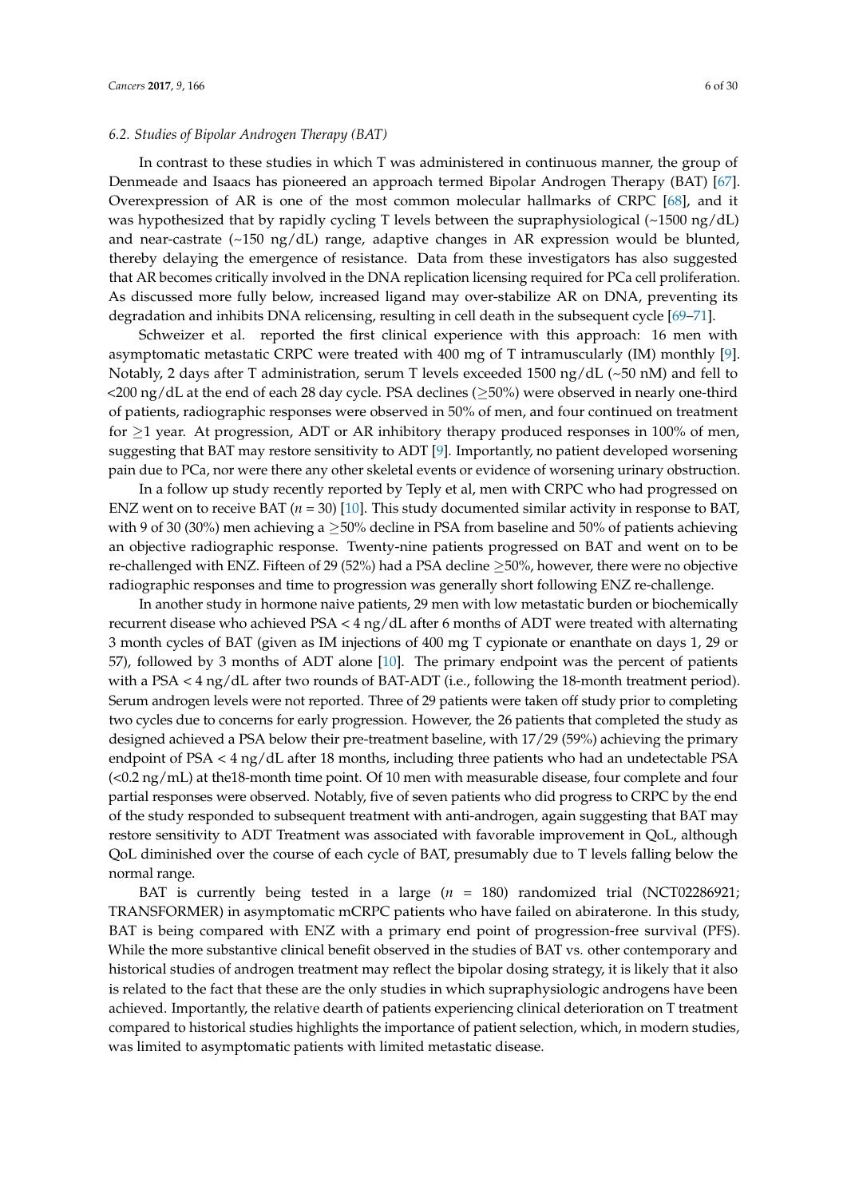### 6.2. Studies of Bipolar Androgen Therapy (BAT)

In contrast to these studies in which T was administered in continuous manner, the group of Denmeade and Isaacs has pioneered an approach termed Bipolar Androgen Therapy (BAT) [67]. Overexpression of AR is one of the most common molecular hallmarks of CRPC [68], and it was hypothesized that by rapidly cycling T levels between the supraphysiological (~1500 ng/dL) and near-castrate (~150 ng/dL) range, adaptive changes in AR expression would be blunted, thereby delaying the emergence of resistance. Data from these investigators has also suggested that AR becomes critically involved in the DNA replication licensing required for PCa cell proliferation. As discussed more fully below, increased ligand may over-stabilize AR on DNA, preventing its degradation and inhibits DNA relicensing, resulting in cell death in the subsequent cycle [69–71].

Schweizer et al. reported the first clinical experience with this approach: 16 men with asymptomatic metastatic CRPC were treated with 400 mg of T intramuscularly (IM) monthly [9]. Notably, 2 days after T administration, serum T levels exceeded 1500 ng/dL (~50 nM) and fell to <200 ng/dL at the end of each 28 day cycle. PSA declines (≥50%) were observed in nearly one-third of patients, radiographic responses were observed in 50% of men, and four continued on treatment for ≥1 year. At progression, ADT or AR inhibitory therapy produced responses in 100% of men, suggesting that BAT may restore sensitivity to ADT [9]. Importantly, no patient developed worsening pain due to PCa, nor were there any other skeletal events or evidence of worsening urinary obstruction.

In a follow up study recently reported by Teply et al, men with CRPC who had progressed on ENZ went on to receive BAT ($n$ = 30) [10]. This study documented similar activity in response to BAT, with 9 of 30 (30%) men achieving a ≥50% decline in PSA from baseline and 50% of patients achieving an objective radiographic response. Twenty-nine patients progressed on BAT and went on to be re-challenged with ENZ. Fifteen of 29 (52%) had a PSA decline ≥50%, however, there were no objective radiographic responses and time to progression was generally short following ENZ re-challenge.

In another study in hormone naive patients, 29 men with low metastatic burden or biochemically recurrent disease who achieved PSA < 4 ng/dL after 6 months of ADT were treated with alternating 3 month cycles of BAT (given as IM injections of 400 mg T cypionate or enanthate on days 1, 29 or 57), followed by 3 months of ADT alone [10]. The primary endpoint was the percent of patients with a PSA < 4 ng/dL after two rounds of BAT-ADT (i.e., following the 18-month treatment period). Serum androgen levels were not reported. Three of 29 patients were taken off study prior to completing two cycles due to concerns for early progression. However, the 26 patients that completed the study as designed achieved a PSA below their pre-treatment baseline, with 17/29 (59%) achieving the primary endpoint of PSA < 4 ng/dL after 18 months, including three patients who had an undetectable PSA (<0.2 ng/mL) at the18-month time point. Of 10 men with measurable disease, four complete and four partial responses were observed. Notably, five of seven patients who did progress to CRPC by the end of the study responded to subsequent treatment with anti-androgen, again suggesting that BAT may restore sensitivity to ADT Treatment was associated with favorable improvement in QoL, although QoL diminished over the course of each cycle of BAT, presumably due to T levels falling below the normal range.

BAT is currently being tested in a large ($n$ = 180) randomized trial (NCT02286921; TRANSFORMER) in asymptomatic mCRPC patients who have failed on abiraterone. In this study, BAT is being compared with ENZ with a primary end point of progression-free survival (PFS). While the more substantive clinical benefit observed in the studies of BAT vs. other contemporary and historical studies of androgen treatment may reflect the bipolar dosing strategy, it is likely that it also is related to the fact that these are the only studies in which supraphysiologic androgens have been achieved. Importantly, the relative dearth of patients experiencing clinical deterioration on T treatment compared to historical studies highlights the importance of patient selection, which, in modern studies, was limited to asymptomatic patients with limited metastatic disease.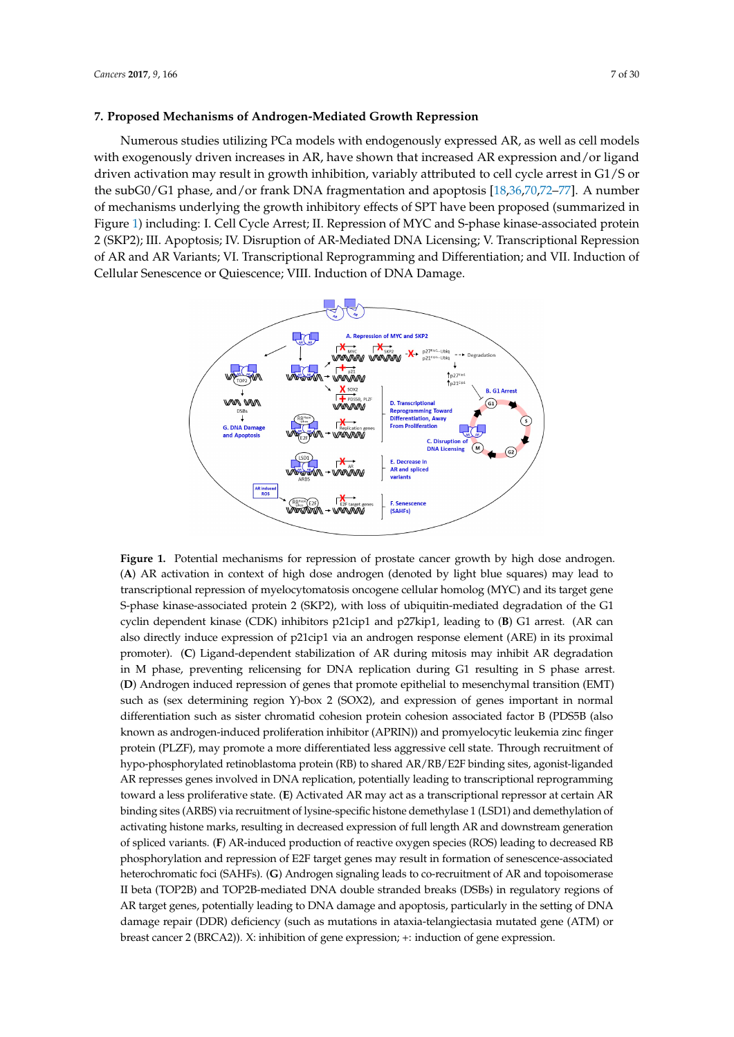## 7. Proposed Mechanisms of Androgen-Mediated Growth Repression

Numerous studies utilizing PCa models with endogenously expressed AR, as well as cell models with exogenously driven increases in AR, have shown that increased AR expression and/or ligand driven activation may result in growth inhibition, variably attributed to cell cycle arrest in G1/S or the subG0/G1 phase, and/or frank DNA fragmentation and apoptosis [18,36,70,72–77]. A number of mechanisms underlying the growth inhibitory effects of SPT have been proposed (summarized in Figure 1) including: I. Cell Cycle Arrest; II. Repression of MYC and S-phase kinase-associated protein 2 (SKP2); III. Apoptosis; IV. Disruption of AR-Mediated DNA Licensing; V. Transcriptional Repression of AR and AR Variants; VI. Transcriptional Reprogramming and Differentiation; and VII. Induction of Cellular Senescence or Quiescence; VIII. Induction of DNA Damage.

**Figure 1.** Potential mechanisms for repression of prostate cancer growth by high dose androgen. (**A**) AR activation in context of high dose androgen (denoted by light blue squares) may lead to transcriptional repression of myelocytomatosis oncogene cellular homolog (MYC) and its target gene S-phase kinase-associated protein 2 (SKP2), with loss of ubiquitin-mediated degradation of the G1 cyclin dependent kinase (CDK) inhibitors p21cip1 and p27kip1, leading to (**B**) G1 arrest. (AR can also directly induce expression of p21cip1 via an androgen response element (ARE) in its proximal promoter). (**C**) Ligand-dependent stabilization of AR during mitosis may inhibit AR degradation in M phase, preventing relicensing for DNA replication during G1 resulting in S phase arrest. (**D**) Androgen induced repression of genes that promote epithelial to mesenchymal transition (EMT) such as (sex determining region Y)-box 2 (SOX2), and expression of genes important in normal differentiation such as sister chromatid cohesion protein cohesion associated factor B (PDS5B (also known as androgen-induced proliferation inhibitor (APRIN)) and promyelocytic leukemia zinc finger protein (PLZF), may promote a more differentiated less aggressive cell state. Through recruitment of hypo-phosphorylated retinoblastoma protein (RB) to shared AR/RB/E2F binding sites, agonist-liganded AR represses genes involved in DNA replication, potentially leading to transcriptional reprogramming toward a less proliferative state. (**E**) Activated AR may act as a transcriptional repressor at certain AR binding sites (ARBS) via recruitment of lysine-specific histone demethylase 1 (LSD1) and demethylation of activating histone marks, resulting in decreased expression of full length AR and downstream generation of spliced variants. (**F**) AR-induced production of reactive oxygen species (ROS) leading to decreased RB phosphorylation and repression of E2F target genes may result in formation of senescence-associated heterochromatic foci (SAHFs). (**G**) Androgen signaling leads to co-recruitment of AR and topoisomerase II beta (TOP2B) and TOP2B-mediated DNA double stranded breaks (DSBs) in regulatory regions of AR target genes, potentially leading to DNA damage and apoptosis, particularly in the setting of DNA damage repair (DDR) deficiency (such as mutations in ataxia-telangiectasia mutated gene (ATM) or breast cancer 2 (BRCA2)). X: inhibition of gene expression; +: induction of gene expression.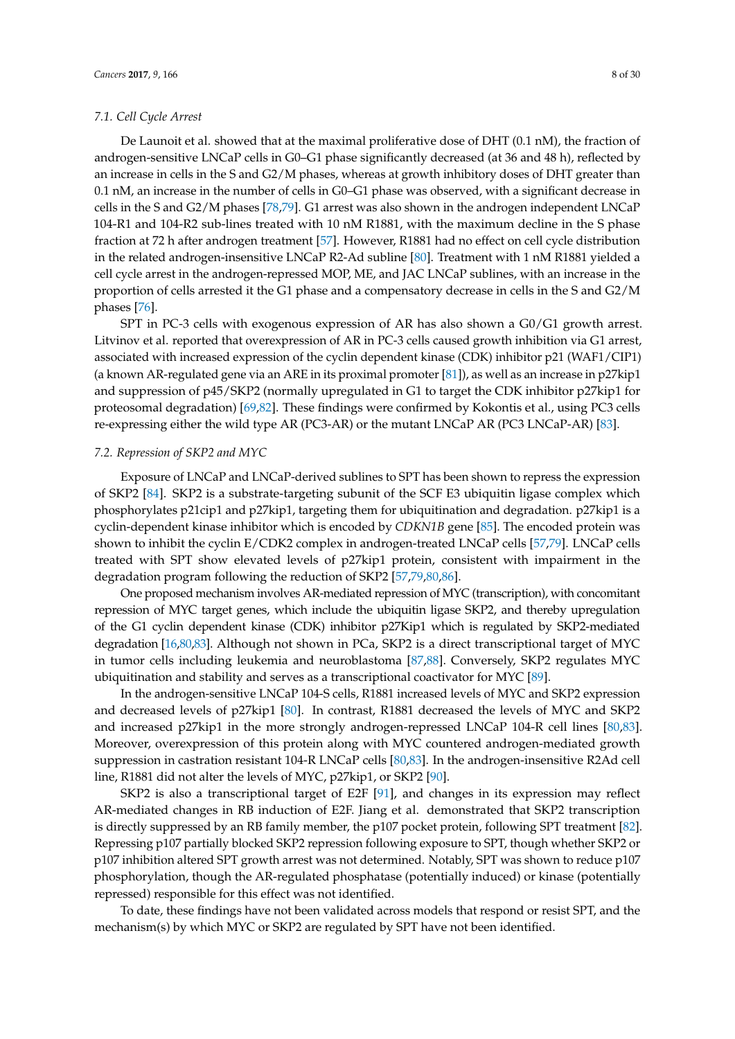### 7.1. Cell Cycle Arrest

De Launoit et al. showed that at the maximal proliferative dose of DHT (0.1 nM), the fraction of androgen-sensitive LNCaP cells in G0–G1 phase significantly decreased (at 36 and 48 h), reflected by an increase in cells in the S and G2/M phases, whereas at growth inhibitory doses of DHT greater than 0.1 nM, an increase in the number of cells in G0–G1 phase was observed, with a significant decrease in cells in the S and G2/M phases [78,79]. G1 arrest was also shown in the androgen independent LNCaP 104-R1 and 104-R2 sub-lines treated with 10 nM R1881, with the maximum decline in the S phase fraction at 72 h after androgen treatment [57]. However, R1881 had no effect on cell cycle distribution in the related androgen-insensitive LNCaP R2-Ad subline [80]. Treatment with 1 nM R1881 yielded a cell cycle arrest in the androgen-repressed MOP, ME, and JAC LNCaP sublines, with an increase in the proportion of cells arrested it the G1 phase and a compensatory decrease in cells in the S and G2/M phases [76].

SPT in PC-3 cells with exogenous expression of AR has also shown a G0/G1 growth arrest. Litvinov et al. reported that overexpression of AR in PC-3 cells caused growth inhibition via G1 arrest, associated with increased expression of the cyclin dependent kinase (CDK) inhibitor p21 (WAF1/CIP1) (a known AR-regulated gene via an ARE in its proximal promoter [81]), as well as an increase in p27kip1 and suppression of p45/SKP2 (normally upregulated in G1 to target the CDK inhibitor p27kip1 for proteosomal degradation) [69,82]. These findings were confirmed by Kokontis et al., using PC3 cells re-expressing either the wild type AR (PC3-AR) or the mutant LNCaP AR (PC3 LNCaP-AR) [83].

### 7.2. Repression of SKP2 and MYC

Exposure of LNCaP and LNCaP-derived sublines to SPT has been shown to repress the expression of SKP2 [84]. SKP2 is a substrate-targeting subunit of the SCF E3 ubiquitin ligase complex which phosphorylates p21cip1 and p27kip1, targeting them for ubiquitination and degradation. p27kip1 is a cyclin-dependent kinase inhibitor which is encoded by *CDKN1B* gene [85]. The encoded protein was shown to inhibit the cyclin E/CDK2 complex in androgen-treated LNCaP cells [57,79]. LNCaP cells treated with SPT show elevated levels of p27kip1 protein, consistent with impairment in the degradation program following the reduction of SKP2 [57,79,80,86].

One proposed mechanism involves AR-mediated repression of MYC (transcription), with concomitant repression of MYC target genes, which include the ubiquitin ligase SKP2, and thereby upregulation of the G1 cyclin dependent kinase (CDK) inhibitor p27Kip1 which is regulated by SKP2-mediated degradation [16,80,83]. Although not shown in PCa, SKP2 is a direct transcriptional target of MYC in tumor cells including leukemia and neuroblastoma [87,88]. Conversely, SKP2 regulates MYC ubiquitination and stability and serves as a transcriptional coactivator for MYC [89].

In the androgen-sensitive LNCaP 104-S cells, R1881 increased levels of MYC and SKP2 expression and decreased levels of p27kip1 [80]. In contrast, R1881 decreased the levels of MYC and SKP2 and increased p27kip1 in the more strongly androgen-repressed LNCaP 104-R cell lines [80,83]. Moreover, overexpression of this protein along with MYC countered androgen-mediated growth suppression in castration resistant 104-R LNCaP cells [80,83]. In the androgen-insensitive R2Ad cell line, R1881 did not alter the levels of MYC, p27kip1, or SKP2 [90].

SKP2 is also a transcriptional target of E2F [91], and changes in its expression may reflect AR-mediated changes in RB induction of E2F. Jiang et al. demonstrated that SKP2 transcription is directly suppressed by an RB family member, the p107 pocket protein, following SPT treatment [82]. Repressing p107 partially blocked SKP2 repression following exposure to SPT, though whether SKP2 or p107 inhibition altered SPT growth arrest was not determined. Notably, SPT was shown to reduce p107 phosphorylation, though the AR-regulated phosphatase (potentially induced) or kinase (potentially repressed) responsible for this effect was not identified.

To date, these findings have not been validated across models that respond or resist SPT, and the mechanism(s) by which MYC or SKP2 are regulated by SPT have not been identified.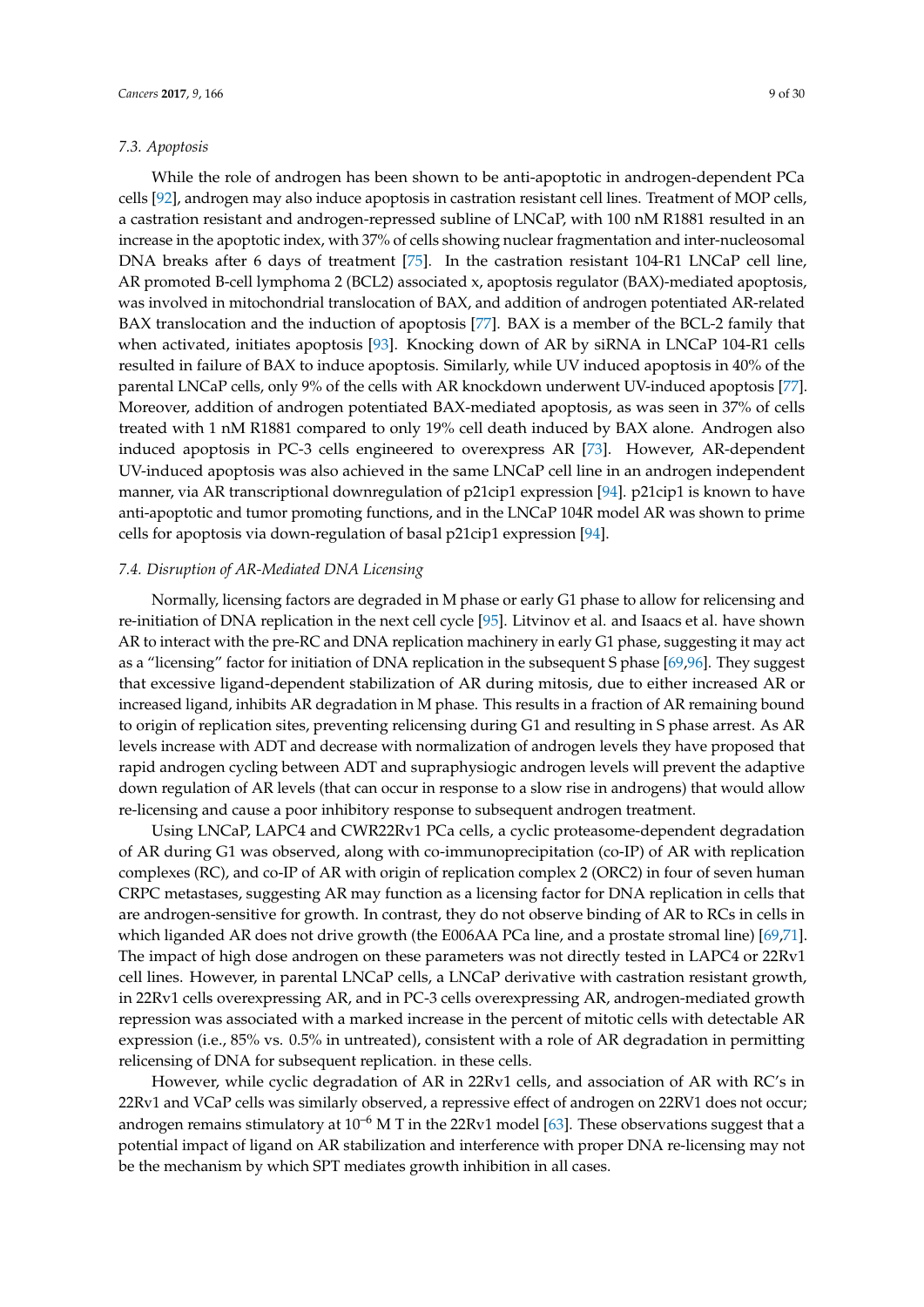### 7.3. Apoptosis

While the role of androgen has been shown to be anti-apoptotic in androgen-dependent PCa cells [92], androgen may also induce apoptosis in castration resistant cell lines. Treatment of MOP cells, a castration resistant and androgen-repressed subline of LNCaP, with 100 nM R1881 resulted in an increase in the apoptotic index, with 37% of cells showing nuclear fragmentation and inter-nucleosomal DNA breaks after 6 days of treatment [75]. In the castration resistant 104-R1 LNCaP cell line, AR promoted B-cell lymphoma 2 (BCL2) associated x, apoptosis regulator (BAX)-mediated apoptosis, was involved in mitochondrial translocation of BAX, and addition of androgen potentiated AR-related BAX translocation and the induction of apoptosis [77]. BAX is a member of the BCL-2 family that when activated, initiates apoptosis [93]. Knocking down of AR by siRNA in LNCaP 104-R1 cells resulted in failure of BAX to induce apoptosis. Similarly, while UV induced apoptosis in 40% of the parental LNCaP cells, only 9% of the cells with AR knockdown underwent UV-induced apoptosis [77]. Moreover, addition of androgen potentiated BAX-mediated apoptosis, as was seen in 37% of cells treated with 1 nM R1881 compared to only 19% cell death induced by BAX alone. Androgen also induced apoptosis in PC-3 cells engineered to overexpress AR [73]. However, AR-dependent UV-induced apoptosis was also achieved in the same LNCaP cell line in an androgen independent manner, via AR transcriptional downregulation of p21cip1 expression [94]. p21cip1 is known to have anti-apoptotic and tumor promoting functions, and in the LNCaP 104R model AR was shown to prime cells for apoptosis via down-regulation of basal p21cip1 expression [94].

### 7.4. Disruption of AR-Mediated DNA Licensing

Normally, licensing factors are degraded in M phase or early G1 phase to allow for relicensing and re-initiation of DNA replication in the next cell cycle [95]. Litvinov et al. and Isaacs et al. have shown AR to interact with the pre-RC and DNA replication machinery in early G1 phase, suggesting it may act as a "licensing" factor for initiation of DNA replication in the subsequent S phase [69,96]. They suggest that excessive ligand-dependent stabilization of AR during mitosis, due to either increased AR or increased ligand, inhibits AR degradation in M phase. This results in a fraction of AR remaining bound to origin of replication sites, preventing relicensing during G1 and resulting in S phase arrest. As AR levels increase with ADT and decrease with normalization of androgen levels they have proposed that rapid androgen cycling between ADT and supraphysiogic androgen levels will prevent the adaptive down regulation of AR levels (that can occur in response to a slow rise in androgens) that would allow re-licensing and cause a poor inhibitory response to subsequent androgen treatment.

Using LNCaP, LAPC4 and CWR22Rv1 PCa cells, a cyclic proteasome-dependent degradation of AR during G1 was observed, along with co-immunoprecipitation (co-IP) of AR with replication complexes (RC), and co-IP of AR with origin of replication complex 2 (ORC2) in four of seven human CRPC metastases, suggesting AR may function as a licensing factor for DNA replication in cells that are androgen-sensitive for growth. In contrast, they do not observe binding of AR to RCs in cells in which liganded AR does not drive growth (the E006AA PCa line, and a prostate stromal line) [69,71]. The impact of high dose androgen on these parameters was not directly tested in LAPC4 or 22Rv1 cell lines. However, in parental LNCaP cells, a LNCaP derivative with castration resistant growth, in 22Rv1 cells overexpressing AR, and in PC-3 cells overexpressing AR, androgen-mediated growth repression was associated with a marked increase in the percent of mitotic cells with detectable AR expression (i.e., 85% vs. 0.5% in untreated), consistent with a role of AR degradation in permitting relicensing of DNA for subsequent replication. in these cells.

However, while cyclic degradation of AR in 22Rv1 cells, and association of AR with RC's in 22Rv1 and VCaP cells was similarly observed, a repressive effect of androgen on 22RV1 does not occur; androgen remains stimulatory at $10^{-6}$ M T in the 22Rv1 model [63]. These observations suggest that a potential impact of ligand on AR stabilization and interference with proper DNA re-licensing may not be the mechanism by which SPT mediates growth inhibition in all cases.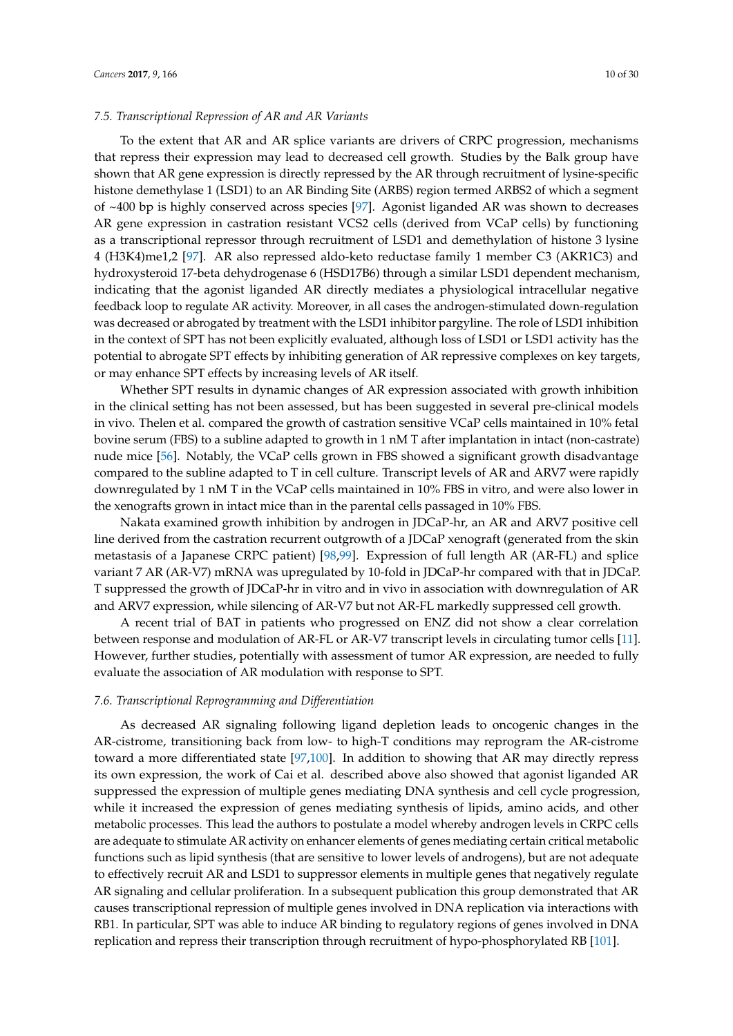### *7.5. Transcriptional Repression of AR and AR Variants*

To the extent that AR and AR splice variants are drivers of CRPC progression, mechanisms that repress their expression may lead to decreased cell growth. Studies by the Balk group have shown that AR gene expression is directly repressed by the AR through recruitment of lysine-specific histone demethylase 1 (LSD1) to an AR Binding Site (ARBS) region termed ARBS2 of which a segment of ~400 bp is highly conserved across species [97]. Agonist liganded AR was shown to decreases AR gene expression in castration resistant VCS2 cells (derived from VCaP cells) by functioning as a transcriptional repressor through recruitment of LSD1 and demethylation of histone 3 lysine 4 (H3K4)me1,2 [97]. AR also repressed aldo-keto reductase family 1 member C3 (AKR1C3) and hydroxysteroid 17-beta dehydrogenase 6 (HSD17B6) through a similar LSD1 dependent mechanism, indicating that the agonist liganded AR directly mediates a physiological intracellular negative feedback loop to regulate AR activity. Moreover, in all cases the androgen-stimulated down-regulation was decreased or abrogated by treatment with the LSD1 inhibitor pargyline. The role of LSD1 inhibition in the context of SPT has not been explicitly evaluated, although loss of LSD1 or LSD1 activity has the potential to abrogate SPT effects by inhibiting generation of AR repressive complexes on key targets, or may enhance SPT effects by increasing levels of AR itself.

Whether SPT results in dynamic changes of AR expression associated with growth inhibition in the clinical setting has not been assessed, but has been suggested in several pre-clinical models in vivo. Thelen et al. compared the growth of castration sensitive VCaP cells maintained in 10% fetal bovine serum (FBS) to a subline adapted to growth in 1 nM T after implantation in intact (non-castrate) nude mice [56]. Notably, the VCaP cells grown in FBS showed a significant growth disadvantage compared to the subline adapted to T in cell culture. Transcript levels of AR and ARV7 were rapidly downregulated by 1 nM T in the VCaP cells maintained in 10% FBS in vitro, and were also lower in the xenografts grown in intact mice than in the parental cells passaged in 10% FBS.

Nakata examined growth inhibition by androgen in JDCaP-hr, an AR and ARV7 positive cell line derived from the castration recurrent outgrowth of a JDCaP xenograft (generated from the skin metastasis of a Japanese CRPC patient) [98,99]. Expression of full length AR (AR-FL) and splice variant 7 AR (AR-V7) mRNA was upregulated by 10-fold in JDCaP-hr compared with that in JDCaP. T suppressed the growth of JDCaP-hr in vitro and in vivo in association with downregulation of AR and ARV7 expression, while silencing of AR-V7 but not AR-FL markedly suppressed cell growth.

A recent trial of BAT in patients who progressed on ENZ did not show a clear correlation between response and modulation of AR-FL or AR-V7 transcript levels in circulating tumor cells [11]. However, further studies, potentially with assessment of tumor AR expression, are needed to fully evaluate the association of AR modulation with response to SPT.

### *7.6. Transcriptional Reprogramming and Differentiation*

As decreased AR signaling following ligand depletion leads to oncogenic changes in the AR-cistrome, transitioning back from low- to high-T conditions may reprogram the AR-cistrome toward a more differentiated state [97,100]. In addition to showing that AR may directly repress its own expression, the work of Cai et al. described above also showed that agonist liganded AR suppressed the expression of multiple genes mediating DNA synthesis and cell cycle progression, while it increased the expression of genes mediating synthesis of lipids, amino acids, and other metabolic processes. This lead the authors to postulate a model whereby androgen levels in CRPC cells are adequate to stimulate AR activity on enhancer elements of genes mediating certain critical metabolic functions such as lipid synthesis (that are sensitive to lower levels of androgens), but are not adequate to effectively recruit AR and LSD1 to suppressor elements in multiple genes that negatively regulate AR signaling and cellular proliferation. In a subsequent publication this group demonstrated that AR causes transcriptional repression of multiple genes involved in DNA replication via interactions with RB1. In particular, SPT was able to induce AR binding to regulatory regions of genes involved in DNA replication and repress their transcription through recruitment of hypo-phosphorylated RB [101].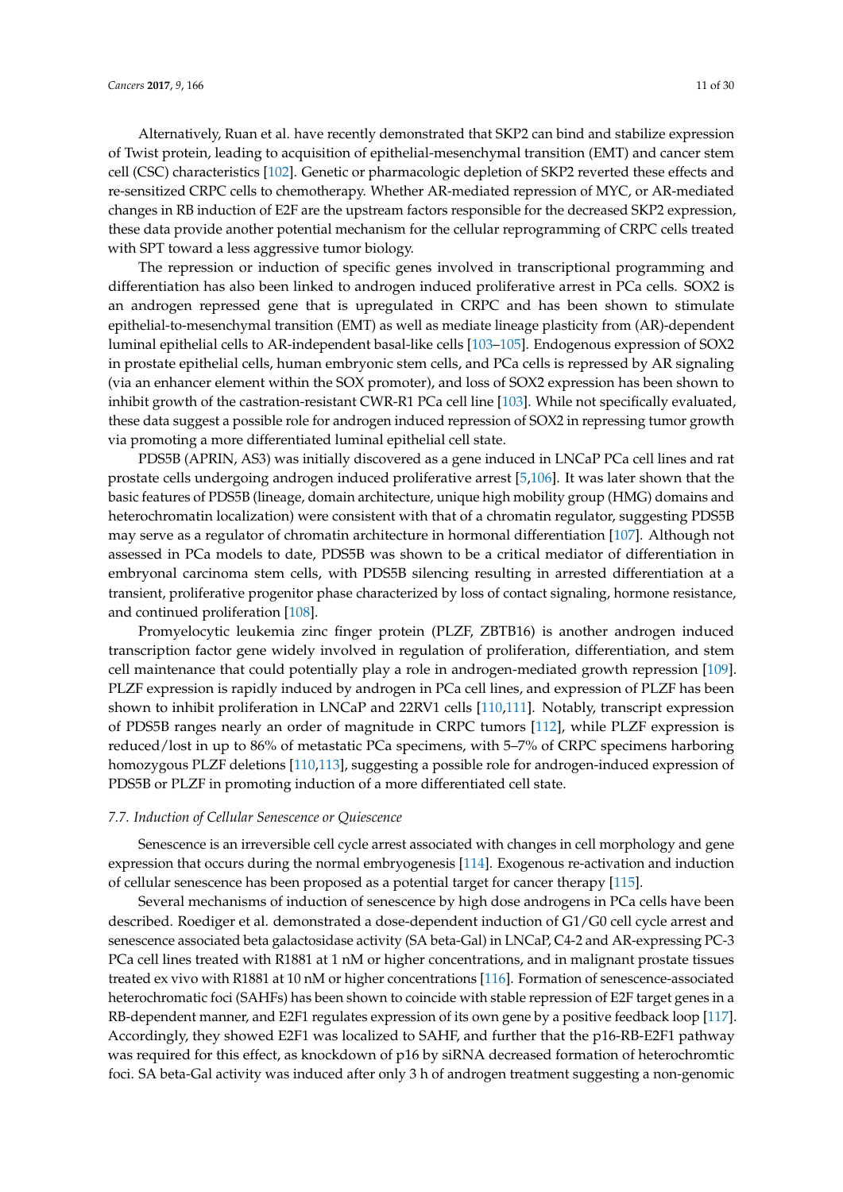Alternatively, Ruan et al. have recently demonstrated that SKP2 can bind and stabilize expression of Twist protein, leading to acquisition of epithelial-mesenchymal transition (EMT) and cancer stem cell (CSC) characteristics [102]. Genetic or pharmacologic depletion of SKP2 reverted these effects and re-sensitized CRPC cells to chemotherapy. Whether AR-mediated repression of MYC, or AR-mediated changes in RB induction of E2F are the upstream factors responsible for the decreased SKP2 expression, these data provide another potential mechanism for the cellular reprogramming of CRPC cells treated with SPT toward a less aggressive tumor biology.

The repression or induction of specific genes involved in transcriptional programming and differentiation has also been linked to androgen induced proliferative arrest in PCa cells. SOX2 is an androgen repressed gene that is upregulated in CRPC and has been shown to stimulate epithelial-to-mesenchymal transition (EMT) as well as mediate lineage plasticity from (AR)-dependent luminal epithelial cells to AR-independent basal-like cells [103–105]. Endogenous expression of SOX2 in prostate epithelial cells, human embryonic stem cells, and PCa cells is repressed by AR signaling (via an enhancer element within the SOX promoter), and loss of SOX2 expression has been shown to inhibit growth of the castration-resistant CWR-R1 PCa cell line [103]. While not specifically evaluated, these data suggest a possible role for androgen induced repression of SOX2 in repressing tumor growth via promoting a more differentiated luminal epithelial cell state.

PDS5B (APRIN, AS3) was initially discovered as a gene induced in LNCaP PCa cell lines and rat prostate cells undergoing androgen induced proliferative arrest [5,106]. It was later shown that the basic features of PDS5B (lineage, domain architecture, unique high mobility group (HMG) domains and heterochromatin localization) were consistent with that of a chromatin regulator, suggesting PDS5B may serve as a regulator of chromatin architecture in hormonal differentiation [107]. Although not assessed in PCa models to date, PDS5B was shown to be a critical mediator of differentiation in embryonal carcinoma stem cells, with PDS5B silencing resulting in arrested differentiation at a transient, proliferative progenitor phase characterized by loss of contact signaling, hormone resistance, and continued proliferation [108].

Promyelocytic leukemia zinc finger protein (PLZF, ZBTB16) is another androgen induced transcription factor gene widely involved in regulation of proliferation, differentiation, and stem cell maintenance that could potentially play a role in androgen-mediated growth repression [109]. PLZF expression is rapidly induced by androgen in PCa cell lines, and expression of PLZF has been shown to inhibit proliferation in LNCaP and 22RV1 cells [110,111]. Notably, transcript expression of PDS5B ranges nearly an order of magnitude in CRPC tumors [112], while PLZF expression is reduced/lost in up to 86% of metastatic PCa specimens, with 5–7% of CRPC specimens harboring homozygous PLZF deletions [110,113], suggesting a possible role for androgen-induced expression of PDS5B or PLZF in promoting induction of a more differentiated cell state.

### 7.7. Induction of Cellular Senescence or Quiescence

Senescence is an irreversible cell cycle arrest associated with changes in cell morphology and gene expression that occurs during the normal embryogenesis [114]. Exogenous re-activation and induction of cellular senescence has been proposed as a potential target for cancer therapy [115].

Several mechanisms of induction of senescence by high dose androgens in PCa cells have been described. Roediger et al. demonstrated a dose-dependent induction of G1/G0 cell cycle arrest and senescence associated beta galactosidase activity (SA beta-Gal) in LNCaP, C4-2 and AR-expressing PC-3 PCa cell lines treated with R1881 at 1 nM or higher concentrations, and in malignant prostate tissues treated ex vivo with R1881 at 10 nM or higher concentrations [116]. Formation of senescence-associated heterochromatic foci (SAHFs) has been shown to coincide with stable repression of E2F target genes in a RB-dependent manner, and E2F1 regulates expression of its own gene by a positive feedback loop [117]. Accordingly, they showed E2F1 was localized to SAHF, and further that the p16-RB-E2F1 pathway was required for this effect, as knockdown of p16 by siRNA decreased formation of heterochromtic foci. SA beta-Gal activity was induced after only 3 h of androgen treatment suggesting a non-genomic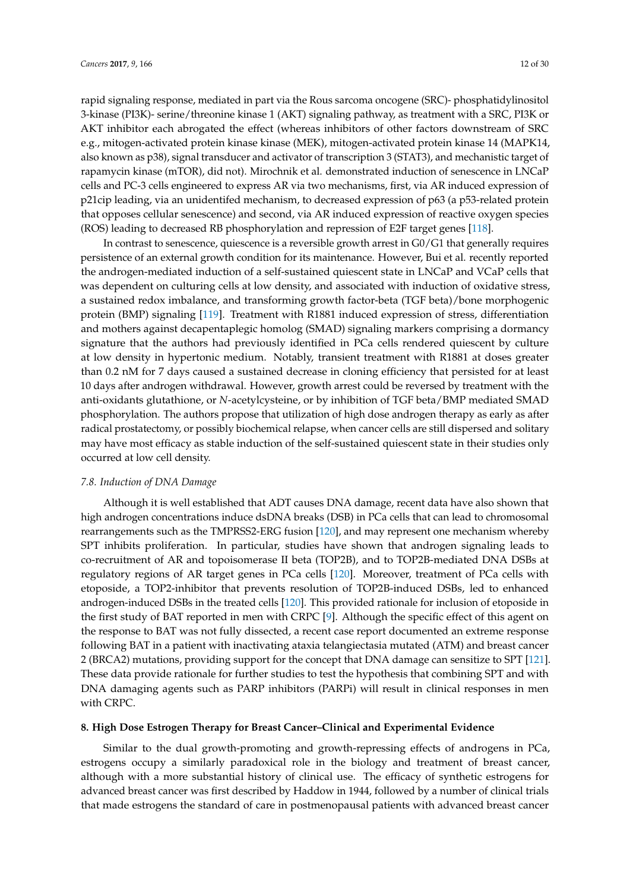rapid signaling response, mediated in part via the Rous sarcoma oncogene (SRC)- phosphatidylinositol 3-kinase (PI3K)- serine/threonine kinase 1 (AKT) signaling pathway, as treatment with a SRC, PI3K or AKT inhibitor each abrogated the effect (whereas inhibitors of other factors downstream of SRC e.g., mitogen-activated protein kinase kinase (MEK), mitogen-activated protein kinase 14 (MAPK14, also known as p38), signal transducer and activator of transcription 3 (STAT3), and mechanistic target of rapamycin kinase (mTOR), did not). Mirochnik et al. demonstrated induction of senescence in LNCaP cells and PC-3 cells engineered to express AR via two mechanisms, first, via AR induced expression of p21cip leading, via an unidentifed mechanism, to decreased expression of p63 (a p53-related protein that opposes cellular senescence) and second, via AR induced expression of reactive oxygen species (ROS) leading to decreased RB phosphorylation and repression of E2F target genes [118].

In contrast to senescence, quiescence is a reversible growth arrest in G0/G1 that generally requires persistence of an external growth condition for its maintenance. However, Bui et al. recently reported the androgen-mediated induction of a self-sustained quiescent state in LNCaP and VCaP cells that was dependent on culturing cells at low density, and associated with induction of oxidative stress, a sustained redox imbalance, and transforming growth factor-beta (TGF beta)/bone morphogenic protein (BMP) signaling [119]. Treatment with R1881 induced expression of stress, differentiation and mothers against decapentaplegic homolog (SMAD) signaling markers comprising a dormancy signature that the authors had previously identified in PCa cells rendered quiescent by culture at low density in hypertonic medium. Notably, transient treatment with R1881 at doses greater than 0.2 nM for 7 days caused a sustained decrease in cloning efficiency that persisted for at least 10 days after androgen withdrawal. However, growth arrest could be reversed by treatment with the anti-oxidants glutathione, or *N*-acetylcysteine, or by inhibition of TGF beta/BMP mediated SMAD phosphorylation. The authors propose that utilization of high dose androgen therapy as early as after radical prostatectomy, or possibly biochemical relapse, when cancer cells are still dispersed and solitary may have most efficacy as stable induction of the self-sustained quiescent state in their studies only occurred at low cell density.

### *7.8. Induction of DNA Damage*

Although it is well established that ADT causes DNA damage, recent data have also shown that high androgen concentrations induce dsDNA breaks (DSB) in PCa cells that can lead to chromosomal rearrangements such as the TMPRSS2-ERG fusion [120], and may represent one mechanism whereby SPT inhibits proliferation. In particular, studies have shown that androgen signaling leads to co-recruitment of AR and topoisomerase II beta (TOP2B), and to TOP2B-mediated DNA DSBs at regulatory regions of AR target genes in PCa cells [120]. Moreover, treatment of PCa cells with etoposide, a TOP2-inhibitor that prevents resolution of TOP2B-induced DSBs, led to enhanced androgen-induced DSBs in the treated cells [120]. This provided rationale for inclusion of etoposide in the first study of BAT reported in men with CRPC [9]. Although the specific effect of this agent on the response to BAT was not fully dissected, a recent case report documented an extreme response following BAT in a patient with inactivating ataxia telangiectasia mutated (ATM) and breast cancer 2 (BRCA2) mutations, providing support for the concept that DNA damage can sensitize to SPT [121]. These data provide rationale for further studies to test the hypothesis that combining SPT and with DNA damaging agents such as PARP inhibitors (PARPi) will result in clinical responses in men with CRPC.

## **8. High Dose Estrogen Therapy for Breast Cancer–Clinical and Experimental Evidence**

Similar to the dual growth-promoting and growth-repressing effects of androgens in PCa, estrogens occupy a similarly paradoxical role in the biology and treatment of breast cancer, although with a more substantial history of clinical use. The efficacy of synthetic estrogens for advanced breast cancer was first described by Haddow in 1944, followed by a number of clinical trials that made estrogens the standard of care in postmenopausal patients with advanced breast cancer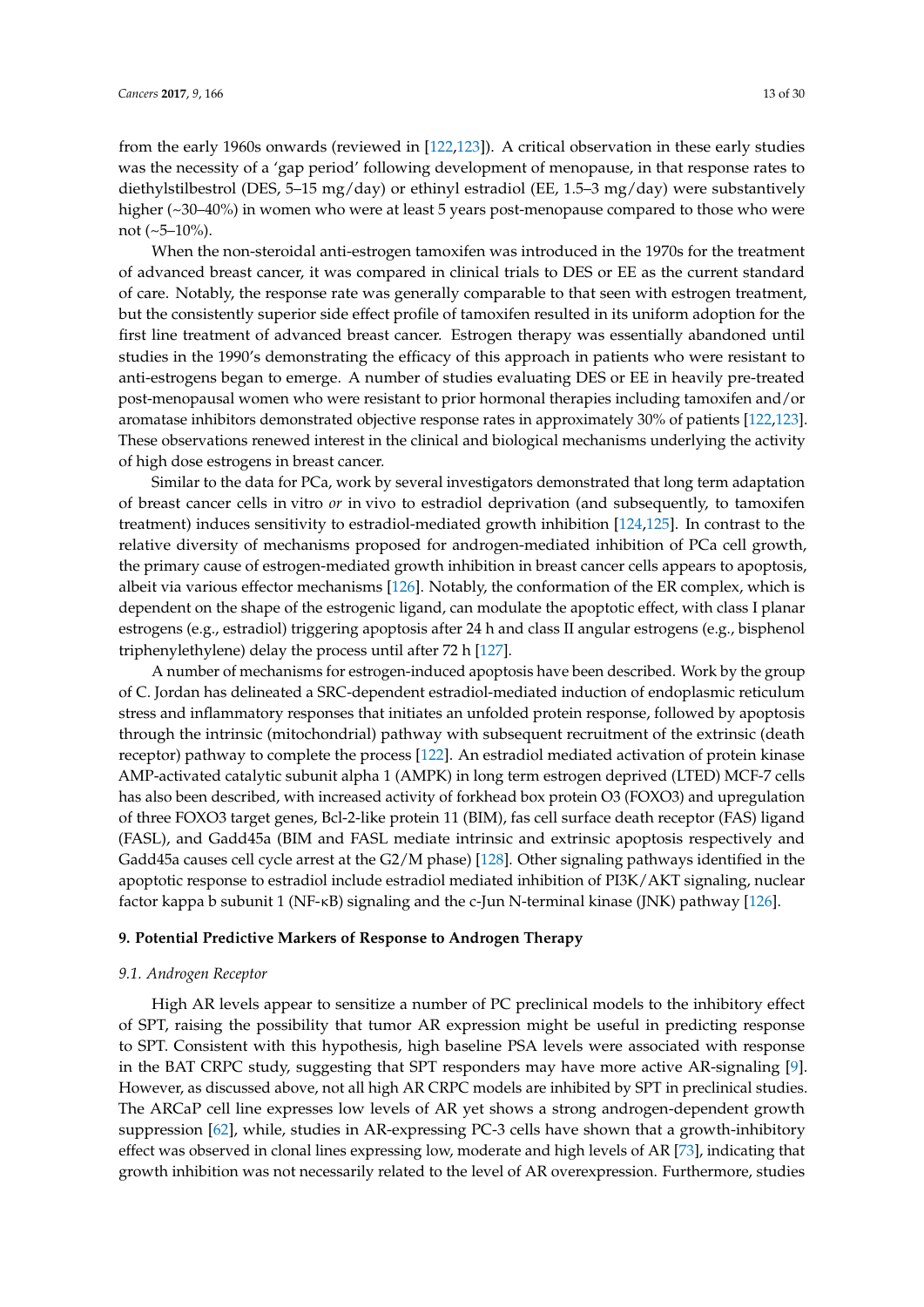from the early 1960s onwards (reviewed in [122,123]). A critical observation in these early studies was the necessity of a 'gap period' following development of menopause, in that response rates to diethylstilbestrol (DES, 5–15 mg/day) or ethinyl estradiol (EE, 1.5–3 mg/day) were substantively higher (~30–40%) in women who were at least 5 years post-menopause compared to those who were not (~5–10%).

When the non-steroidal anti-estrogen tamoxifen was introduced in the 1970s for the treatment of advanced breast cancer, it was compared in clinical trials to DES or EE as the current standard of care. Notably, the response rate was generally comparable to that seen with estrogen treatment, but the consistently superior side effect profile of tamoxifen resulted in its uniform adoption for the first line treatment of advanced breast cancer. Estrogen therapy was essentially abandoned until studies in the 1990's demonstrating the efficacy of this approach in patients who were resistant to anti-estrogens began to emerge. A number of studies evaluating DES or EE in heavily pre-treated post-menopausal women who were resistant to prior hormonal therapies including tamoxifen and/or aromatase inhibitors demonstrated objective response rates in approximately 30% of patients [122,123]. These observations renewed interest in the clinical and biological mechanisms underlying the activity of high dose estrogens in breast cancer.

Similar to the data for PCa, work by several investigators demonstrated that long term adaptation of breast cancer cells in vitro *or* in vivo to estradiol deprivation (and subsequently, to tamoxifen treatment) induces sensitivity to estradiol-mediated growth inhibition [124,125]. In contrast to the relative diversity of mechanisms proposed for androgen-mediated inhibition of PCa cell growth, the primary cause of estrogen-mediated growth inhibition in breast cancer cells appears to apoptosis, albeit via various effector mechanisms [126]. Notably, the conformation of the ER complex, which is dependent on the shape of the estrogenic ligand, can modulate the apoptotic effect, with class I planar estrogens (e.g., estradiol) triggering apoptosis after 24 h and class II angular estrogens (e.g., bisphenol triphenylethylene) delay the process until after 72 h [127].

A number of mechanisms for estrogen-induced apoptosis have been described. Work by the group of C. Jordan has delineated a SRC-dependent estradiol-mediated induction of endoplasmic reticulum stress and inflammatory responses that initiates an unfolded protein response, followed by apoptosis through the intrinsic (mitochondrial) pathway with subsequent recruitment of the extrinsic (death receptor) pathway to complete the process [122]. An estradiol mediated activation of protein kinase AMP-activated catalytic subunit alpha 1 (AMPK) in long term estrogen deprived (LTED) MCF-7 cells has also been described, with increased activity of forkhead box protein O3 (FOXO3) and upregulation of three FOXO3 target genes, Bcl-2-like protein 11 (BIM), fas cell surface death receptor (FAS) ligand (FASL), and Gadd45a (BIM and FASL mediate intrinsic and extrinsic apoptosis respectively and Gadd45a causes cell cycle arrest at the G2/M phase) [128]. Other signaling pathways identified in the apoptotic response to estradiol include estradiol mediated inhibition of PI3K/AKT signaling, nuclear factor kappa b subunit 1 (NF-κB) signaling and the c-Jun N-terminal kinase (JNK) pathway [126].

## 9. Potential Predictive Markers of Response to Androgen Therapy

### *9.1. Androgen Receptor*

High AR levels appear to sensitize a number of PC preclinical models to the inhibitory effect of SPT, raising the possibility that tumor AR expression might be useful in predicting response to SPT. Consistent with this hypothesis, high baseline PSA levels were associated with response in the BAT CRPC study, suggesting that SPT responders may have more active AR-signaling [9]. However, as discussed above, not all high AR CRPC models are inhibited by SPT in preclinical studies. The ARCaP cell line expresses low levels of AR yet shows a strong androgen-dependent growth suppression [62], while, studies in AR-expressing PC-3 cells have shown that a growth-inhibitory effect was observed in clonal lines expressing low, moderate and high levels of AR [73], indicating that growth inhibition was not necessarily related to the level of AR overexpression. Furthermore, studies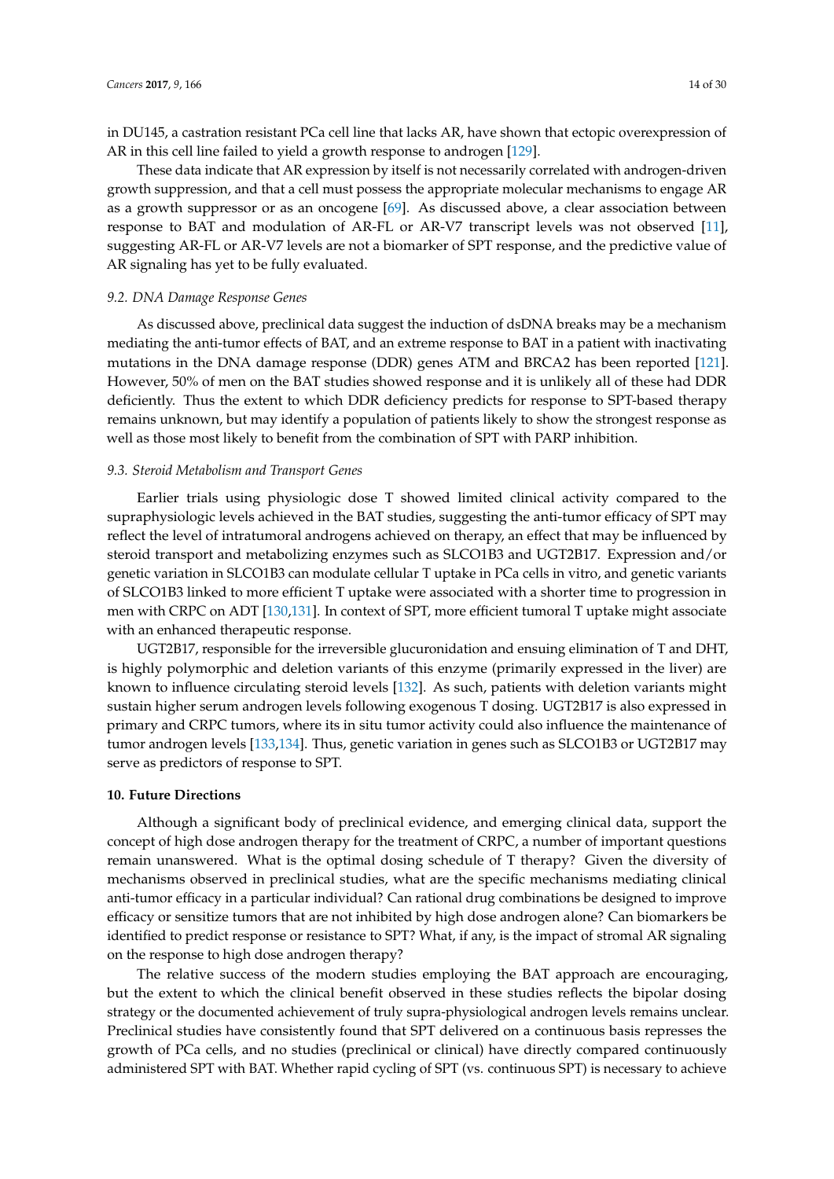in DU145, a castration resistant PCa cell line that lacks AR, have shown that ectopic overexpression of AR in this cell line failed to yield a growth response to androgen [129].

These data indicate that AR expression by itself is not necessarily correlated with androgen-driven growth suppression, and that a cell must possess the appropriate molecular mechanisms to engage AR as a growth suppressor or as an oncogene [69]. As discussed above, a clear association between response to BAT and modulation of AR-FL or AR-V7 transcript levels was not observed [11], suggesting AR-FL or AR-V7 levels are not a biomarker of SPT response, and the predictive value of AR signaling has yet to be fully evaluated.

### *9.2. DNA Damage Response Genes*

As discussed above, preclinical data suggest the induction of dsDNA breaks may be a mechanism mediating the anti-tumor effects of BAT, and an extreme response to BAT in a patient with inactivating mutations in the DNA damage response (DDR) genes ATM and BRCA2 has been reported [121]. However, 50% of men on the BAT studies showed response and it is unlikely all of these had DDR deficiently. Thus the extent to which DDR deficiency predicts for response to SPT-based therapy remains unknown, but may identify a population of patients likely to show the strongest response as well as those most likely to benefit from the combination of SPT with PARP inhibition.

### *9.3. Steroid Metabolism and Transport Genes*

Earlier trials using physiologic dose T showed limited clinical activity compared to the supraphysiologic levels achieved in the BAT studies, suggesting the anti-tumor efficacy of SPT may reflect the level of intratumoral androgens achieved on therapy, an effect that may be influenced by steroid transport and metabolizing enzymes such as SLCO1B3 and UGT2B17. Expression and/or genetic variation in SLCO1B3 can modulate cellular T uptake in PCa cells in vitro, and genetic variants of SLCO1B3 linked to more efficient T uptake were associated with a shorter time to progression in men with CRPC on ADT [130,131]. In context of SPT, more efficient tumoral T uptake might associate with an enhanced therapeutic response.

UGT2B17, responsible for the irreversible glucuronidation and ensuing elimination of T and DHT, is highly polymorphic and deletion variants of this enzyme (primarily expressed in the liver) are known to influence circulating steroid levels [132]. As such, patients with deletion variants might sustain higher serum androgen levels following exogenous T dosing. UGT2B17 is also expressed in primary and CRPC tumors, where its in situ tumor activity could also influence the maintenance of tumor androgen levels [133,134]. Thus, genetic variation in genes such as SLCO1B3 or UGT2B17 may serve as predictors of response to SPT.

## **10. Future Directions**

Although a significant body of preclinical evidence, and emerging clinical data, support the concept of high dose androgen therapy for the treatment of CRPC, a number of important questions remain unanswered. What is the optimal dosing schedule of T therapy? Given the diversity of mechanisms observed in preclinical studies, what are the specific mechanisms mediating clinical anti-tumor efficacy in a particular individual? Can rational drug combinations be designed to improve efficacy or sensitize tumors that are not inhibited by high dose androgen alone? Can biomarkers be identified to predict response or resistance to SPT? What, if any, is the impact of stromal AR signaling on the response to high dose androgen therapy?

The relative success of the modern studies employing the BAT approach are encouraging, but the extent to which the clinical benefit observed in these studies reflects the bipolar dosing strategy or the documented achievement of truly supra-physiological androgen levels remains unclear. Preclinical studies have consistently found that SPT delivered on a continuous basis represses the growth of PCa cells, and no studies (preclinical or clinical) have directly compared continuously administered SPT with BAT. Whether rapid cycling of SPT (vs. continuous SPT) is necessary to achieve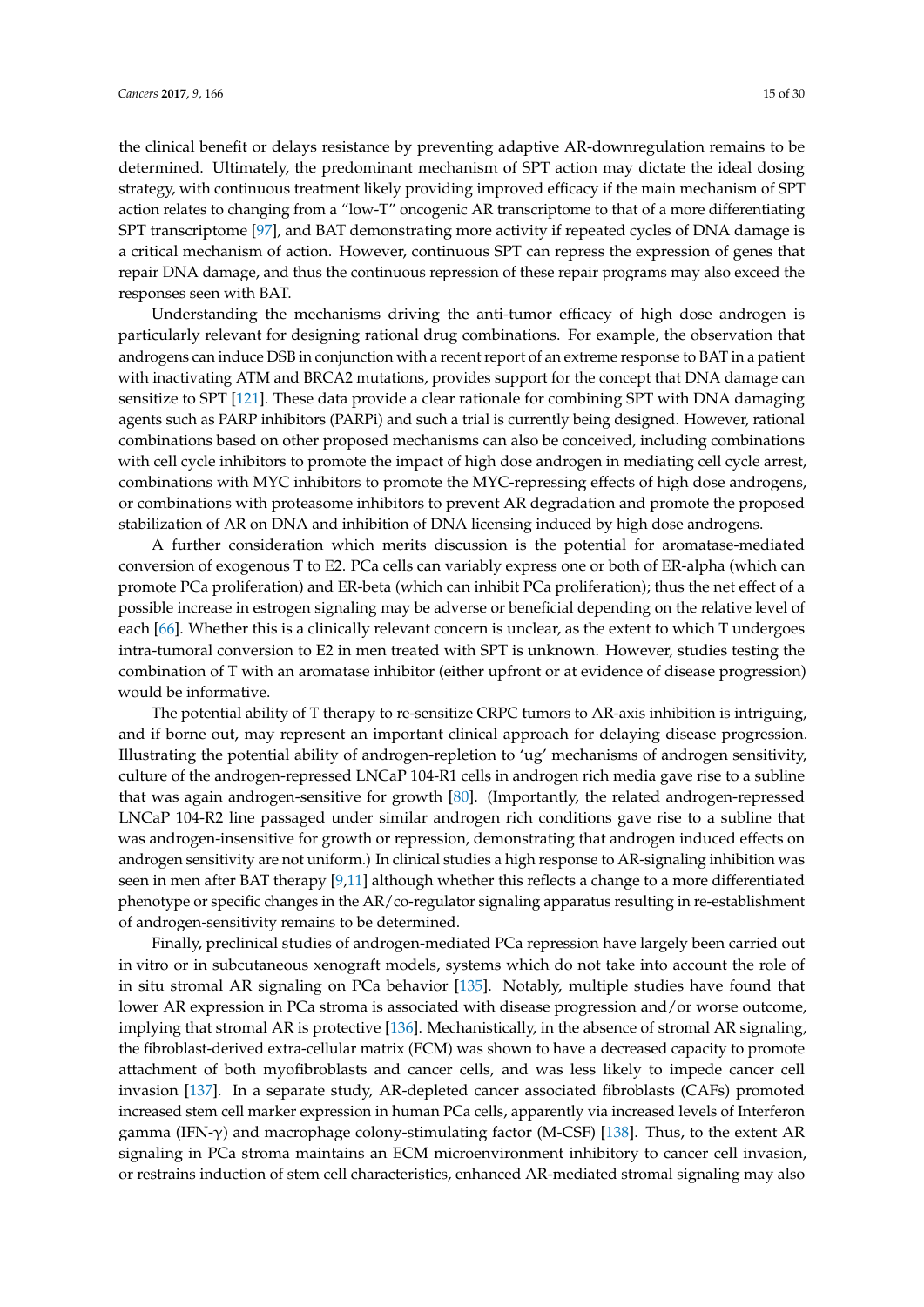the clinical benefit or delays resistance by preventing adaptive AR-downregulation remains to be determined. Ultimately, the predominant mechanism of SPT action may dictate the ideal dosing strategy, with continuous treatment likely providing improved efficacy if the main mechanism of SPT action relates to changing from a "low-T" oncogenic AR transcriptome to that of a more differentiating SPT transcriptome [97], and BAT demonstrating more activity if repeated cycles of DNA damage is a critical mechanism of action. However, continuous SPT can repress the expression of genes that repair DNA damage, and thus the continuous repression of these repair programs may also exceed the responses seen with BAT.

Understanding the mechanisms driving the anti-tumor efficacy of high dose androgen is particularly relevant for designing rational drug combinations. For example, the observation that androgens can induce DSB in conjunction with a recent report of an extreme response to BAT in a patient with inactivating ATM and BRCA2 mutations, provides support for the concept that DNA damage can sensitize to SPT [121]. These data provide a clear rationale for combining SPT with DNA damaging agents such as PARP inhibitors (PARPi) and such a trial is currently being designed. However, rational combinations based on other proposed mechanisms can also be conceived, including combinations with cell cycle inhibitors to promote the impact of high dose androgen in mediating cell cycle arrest, combinations with MYC inhibitors to promote the MYC-repressing effects of high dose androgens, or combinations with proteasome inhibitors to prevent AR degradation and promote the proposed stabilization of AR on DNA and inhibition of DNA licensing induced by high dose androgens.

A further consideration which merits discussion is the potential for aromatase-mediated conversion of exogenous T to E2. PCa cells can variably express one or both of ER-alpha (which can promote PCa proliferation) and ER-beta (which can inhibit PCa proliferation); thus the net effect of a possible increase in estrogen signaling may be adverse or beneficial depending on the relative level of each [66]. Whether this is a clinically relevant concern is unclear, as the extent to which T undergoes intra-tumoral conversion to E2 in men treated with SPT is unknown. However, studies testing the combination of T with an aromatase inhibitor (either upfront or at evidence of disease progression) would be informative.

The potential ability of T therapy to re-sensitize CRPC tumors to AR-axis inhibition is intriguing, and if borne out, may represent an important clinical approach for delaying disease progression. Illustrating the potential ability of androgen-repletion to 'ug' mechanisms of androgen sensitivity, culture of the androgen-repressed LNCaP 104-R1 cells in androgen rich media gave rise to a subline that was again androgen-sensitive for growth [80]. (Importantly, the related androgen-repressed LNCaP 104-R2 line passaged under similar androgen rich conditions gave rise to a subline that was androgen-insensitive for growth or repression, demonstrating that androgen induced effects on androgen sensitivity are not uniform.) In clinical studies a high response to AR-signaling inhibition was seen in men after BAT therapy [9,11] although whether this reflects a change to a more differentiated phenotype or specific changes in the AR/co-regulator signaling apparatus resulting in re-establishment of androgen-sensitivity remains to be determined.

Finally, preclinical studies of androgen-mediated PCa repression have largely been carried out in vitro or in subcutaneous xenograft models, systems which do not take into account the role of in situ stromal AR signaling on PCa behavior [135]. Notably, multiple studies have found that lower AR expression in PCa stroma is associated with disease progression and/or worse outcome, implying that stromal AR is protective [136]. Mechanistically, in the absence of stromal AR signaling, the fibroblast-derived extra-cellular matrix (ECM) was shown to have a decreased capacity to promote attachment of both myofibroblasts and cancer cells, and was less likely to impede cancer cell invasion [137]. In a separate study, AR-depleted cancer associated fibroblasts (CAFs) promoted increased stem cell marker expression in human PCa cells, apparently via increased levels of Interferon gamma (IFN-$\gamma$) and macrophage colony-stimulating factor (M-CSF) [138]. Thus, to the extent AR signaling in PCa stroma maintains an ECM microenvironment inhibitory to cancer cell invasion, or restrains induction of stem cell characteristics, enhanced AR-mediated stromal signaling may also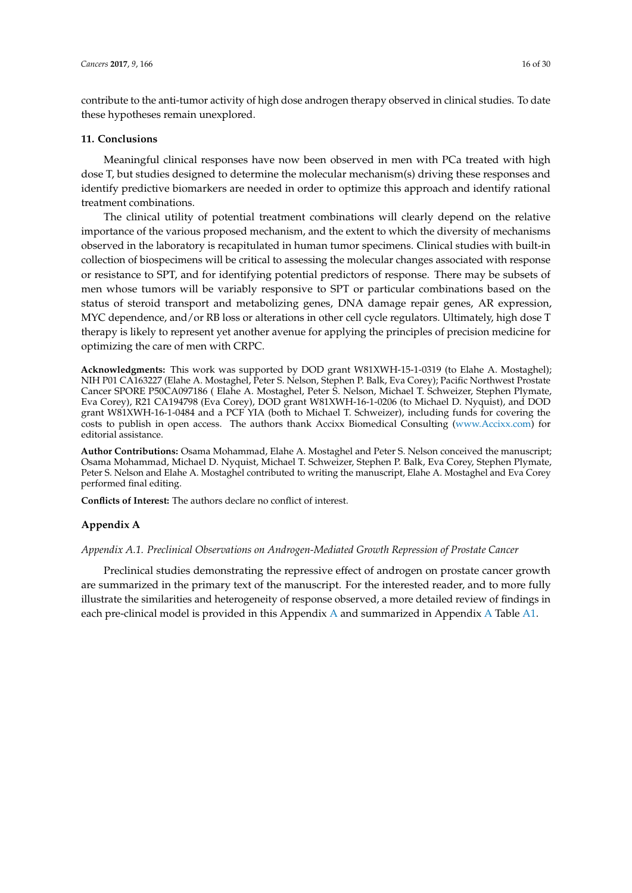contribute to the anti-tumor activity of high dose androgen therapy observed in clinical studies. To date these hypotheses remain unexplored.

## 11. Conclusions

Meaningful clinical responses have now been observed in men with PCa treated with high dose T, but studies designed to determine the molecular mechanism(s) driving these responses and identify predictive biomarkers are needed in order to optimize this approach and identify rational treatment combinations.

The clinical utility of potential treatment combinations will clearly depend on the relative importance of the various proposed mechanism, and the extent to which the diversity of mechanisms observed in the laboratory is recapitulated in human tumor specimens. Clinical studies with built-in collection of biospecimens will be critical to assessing the molecular changes associated with response or resistance to SPT, and for identifying potential predictors of response. There may be subsets of men whose tumors will be variably responsive to SPT or particular combinations based on the status of steroid transport and metabolizing genes, DNA damage repair genes, AR expression, MYC dependence, and/or RB loss or alterations in other cell cycle regulators. Ultimately, high dose T therapy is likely to represent yet another avenue for applying the principles of precision medicine for optimizing the care of men with CRPC.

**Acknowledgments:** This work was supported by DOD grant W81XWH-15-1-0319 (to Elahe A. Mostaghel); NIH P01 CA163227 (Elahe A. Mostaghel, Peter S. Nelson, Stephen P. Balk, Eva Corey); Pacific Northwest Prostate Cancer SPORE P50CA097186 ( Elahe A. Mostaghel, Peter S. Nelson, Michael T. Schweizer, Stephen Plymate, Eva Corey), R21 CA194798 (Eva Corey), DOD grant W81XWH-16-1-0206 (to Michael D. Nyquist), and DOD grant W81XWH-16-1-0484 and a PCF YIA (both to Michael T. Schweizer), including funds for covering the costs to publish in open access. The authors thank Accixx Biomedical Consulting (www.Accixx.com) for editorial assistance.

**Author Contributions:** Osama Mohammad, Elahe A. Mostaghel and Peter S. Nelson conceived the manuscript; Osama Mohammad, Michael D. Nyquist, Michael T. Schweizer, Stephen P. Balk, Eva Corey, Stephen Plymate, Peter S. Nelson and Elahe A. Mostaghel contributed to writing the manuscript, Elahe A. Mostaghel and Eva Corey performed final editing.

**Conflicts of Interest:** The authors declare no conflict of interest.

## Appendix A

### *Appendix A.1. Preclinical Observations on Androgen-Mediated Growth Repression of Prostate Cancer*

Preclinical studies demonstrating the repressive effect of androgen on prostate cancer growth are summarized in the primary text of the manuscript. For the interested reader, and to more fully illustrate the similarities and heterogeneity of response observed, a more detailed review of findings in each pre-clinical model is provided in this Appendix A and summarized in Appendix A Table A1.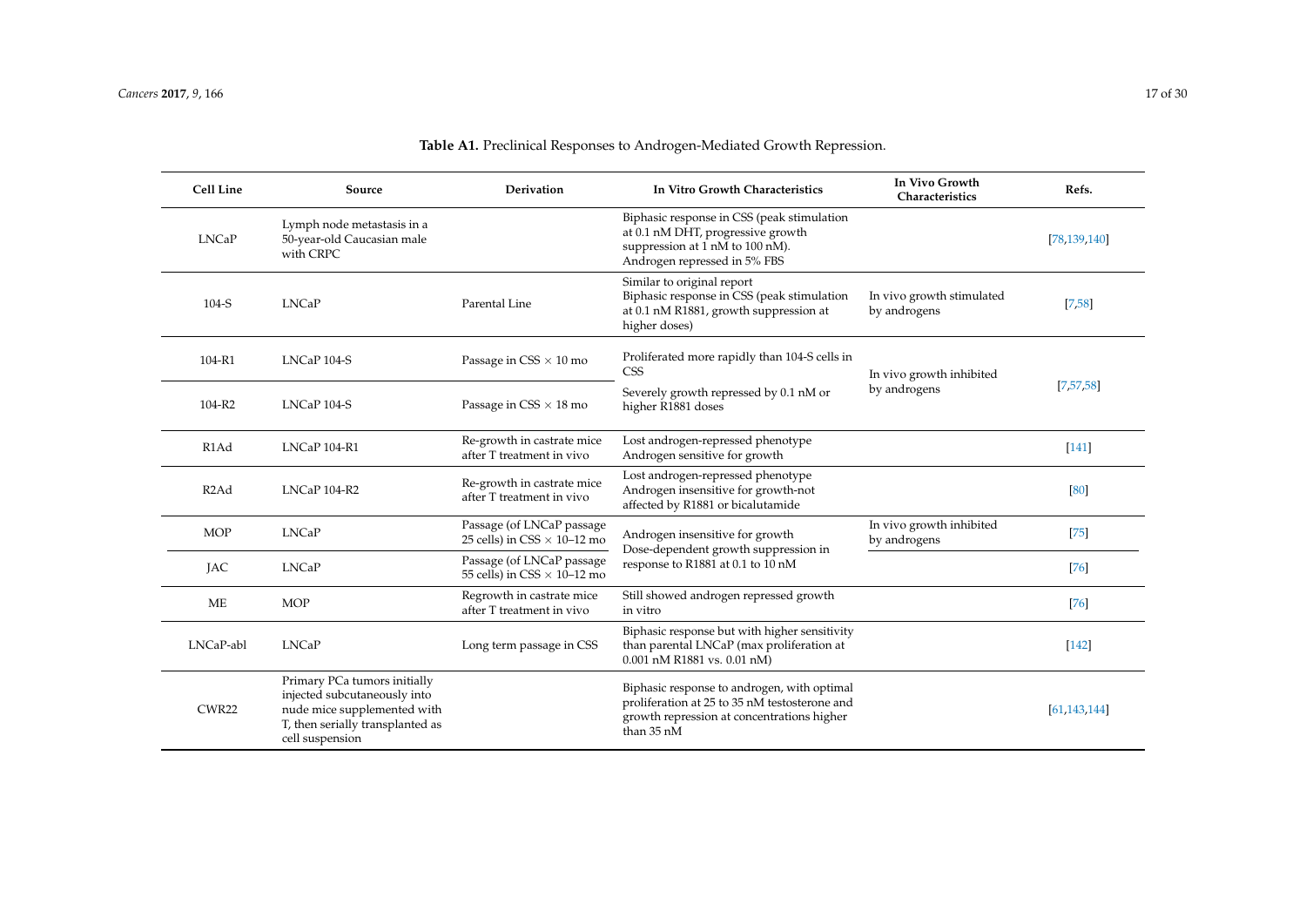**Table A1.** Preclinical Responses to Androgen-Mediated Growth Repression.

| Cell Line | Source | Derivation | In Vitro Growth Characteristics | In Vivo Growth Characteristics | Refs. |
| --- | --- | --- | --- | --- | --- |
| LNCaP | Lymph node metastasis in a 50-year-old Caucasian male with CRPC | | Biphasic response in CSS (peak stimulation at 0.1 nM DHT, progressive growth suppression at 1 nM to 100 nM). Androgen repressed in 5% FBS | | [78,139,140] |
| 104-S | LNCaP | Parental Line | Similar to original report Biphasic response in CSS (peak stimulation at 0.1 nM R1881, growth suppression at higher doses) | In vivo growth stimulated by androgens | [7,58] |
| 104-R1 | LNCaP 104-S | Passage in CSS × 10 mo | Proliferated more rapidly than 104-S cells in CSS Severely growth repressed by 0.1 nM or higher R1881 doses | In vivo growth inhibited by androgens | [7,57,58] |
| 104-R2 | LNCaP 104-S | Passage in CSS × 18 mo | | | |
| R1Ad | LNCaP 104-R1 | Re-growth in castrate mice after T treatment in vivo | Lost androgen-repressed phenotype Androgen sensitive for growth | | [141] |
| R2Ad | LNCaP 104-R2 | Re-growth in castrate mice after T treatment in vivo | Lost androgen-repressed phenotype Androgen insensitive for growth-not affected by R1881 or bicalutamide | | [80] |
| MOP | LNCaP | Passage (of LNCaP passage 25 cells) in CSS × 10–12 mo | Androgen insensitive for growth Dose-dependent growth suppression in response to R1881 at 0.1 to 10 nM | In vivo growth inhibited by androgens | [75] |
| JAC | LNCaP | Passage (of LNCaP passage 55 cells) in CSS × 10–12 mo | | | [76] |
| ME | MOP | Regrowth in castrate mice after T treatment in vivo | Still showed androgen repressed growth in vitro | | [76] |
| LNCaP-abl | LNCaP | Long term passage in CSS | Biphasic response but with higher sensitivity than parental LNCaP (max proliferation at 0.001 nM R1881 vs. 0.01 nM) | | [142] |
| CWR22 | Primary PCa tumors initially injected subcutaneously into nude mice supplemented with T, then serially transplanted as cell suspension | | Biphasic response to androgen, with optimal proliferation at 25 to 35 nM testosterone and growth repression at concentrations higher than 35 nM | | [61,143,144] |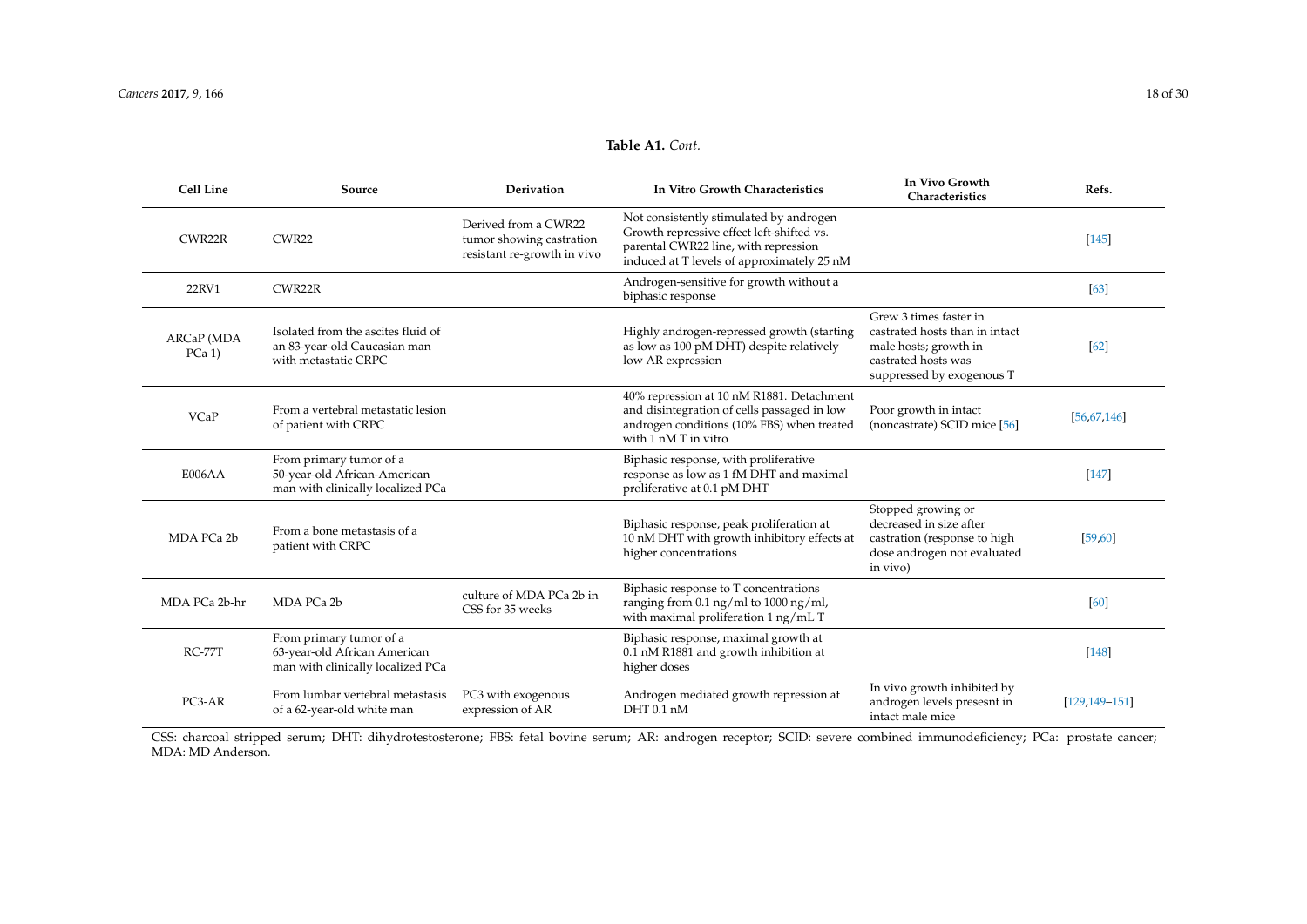**Table A1.** *Cont.*

| Cell Line | Source | Derivation | In Vitro Growth Characteristics | In Vivo Growth Characteristics | Refs. |
|---|---|---|---|---|---|
| CWR22R | CWR22 | Derived from a CWR22 tumor showing castration resistant re-growth in vivo | Not consistently stimulated by androgen Growth repressive effect left-shifted vs. parental CWR22 line, with repression induced at T levels of approximately 25 nM | | [145] |
| 22RV1 | CWR22R | | Androgen-sensitive for growth without a biphasic response | | [63] |
| ARCaP (MDA PCa 1) | Isolated from the ascites fluid of an 83-year-old Caucasian man with metastatic CRPC | | Highly androgen-repressed growth (starting as low as 100 pM DHT) despite relatively low AR expression | Grew 3 times faster in castrated hosts than in intact male hosts; growth in castrated hosts was suppressed by exogenous T | [62] |
| VCaP | From a vertebral metastatic lesion of patient with CRPC | | 40% repression at 10 nM R1881. Detachment and disintegration of cells passaged in low androgen conditions (10% FBS) when treated with 1 nM T in vitro | Poor growth in intact (noncastrate) SCID mice [56] | [56,67,146] |
| E006AA | From primary tumor of a 50-year-old African-American man with clinically localized PCa | | Biphasic response, with proliferative response as low as 1 fM DHT and maximal proliferative at 0.1 pM DHT | | [147] |
| MDA PCa 2b | From a bone metastasis of a patient with CRPC | | Biphasic response, peak proliferation at 10 nM DHT with growth inhibitory effects at higher concentrations | Stopped growing or decreased in size after castration (response to high dose androgen not evaluated in vivo) | [59,60] |
| MDA PCa 2b-hr | MDA PCa 2b | culture of MDA PCa 2b in CSS for 35 weeks | Biphasic response to T concentrations ranging from 0.1 ng/ml to 1000 ng/ml, with maximal proliferation 1 ng/mL T | | [60] |
| RC-77T | From primary tumor of a 63-year-old African American man with clinically localized PCa | | Biphasic response, maximal growth at 0.1 nM R1881 and growth inhibition at higher doses | | [148] |
| PC3-AR | From lumbar vertebral metastasis of a 62-year-old white man | PC3 with exogenous expression of AR | Androgen mediated growth repression at DHT 0.1 nM | In vivo growth inhibited by androgen levels presesnt in intact male mice | [129,149–151] |

CSS: charcoal stripped serum; DHT: dihydrotestosterone; FBS: fetal bovine serum; AR: androgen receptor; SCID: severe combined immunodeficiency; PCa: prostate cancer; MDA: MD Anderson.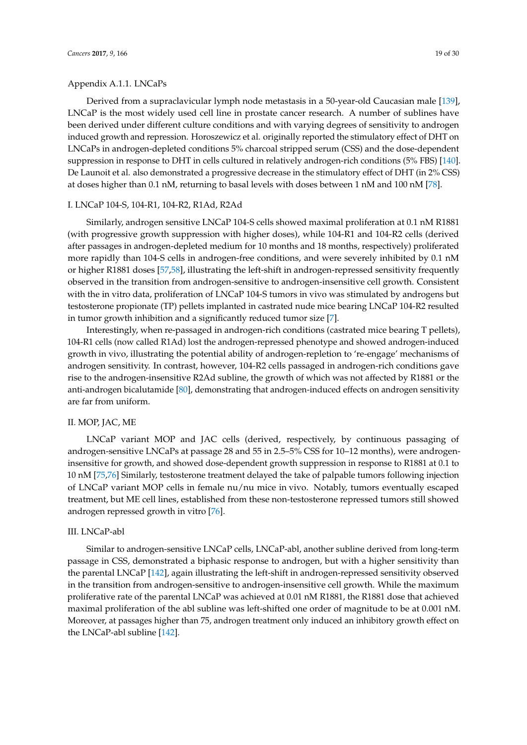#### Appendix A.1.1. LNCaPs

Derived from a supraclavicular lymph node metastasis in a 50-year-old Caucasian male [139], LNCaP is the most widely used cell line in prostate cancer research. A number of sublines have been derived under different culture conditions and with varying degrees of sensitivity to androgen induced growth and repression. Horoszewicz et al. originally reported the stimulatory effect of DHT on LNCaPs in androgen-depleted conditions 5% charcoal stripped serum (CSS) and the dose-dependent suppression in response to DHT in cells cultured in relatively androgen-rich conditions (5% FBS) [140]. De Launoit et al. also demonstrated a progressive decrease in the stimulatory effect of DHT (in 2% CSS) at doses higher than 0.1 nM, returning to basal levels with doses between 1 nM and 100 nM [78].

##### I. LNCaP 104-S, 104-R1, 104-R2, R1Ad, R2Ad

Similarly, androgen sensitive LNCaP 104-S cells showed maximal proliferation at 0.1 nM R1881 (with progressive growth suppression with higher doses), while 104-R1 and 104-R2 cells (derived after passages in androgen-depleted medium for 10 months and 18 months, respectively) proliferated more rapidly than 104-S cells in androgen-free conditions, and were severely inhibited by 0.1 nM or higher R1881 doses [57,58], illustrating the left-shift in androgen-repressed sensitivity frequently observed in the transition from androgen-sensitive to androgen-insensitive cell growth. Consistent with the in vitro data, proliferation of LNCaP 104-S tumors in vivo was stimulated by androgens but testosterone propionate (TP) pellets implanted in castrated nude mice bearing LNCaP 104-R2 resulted in tumor growth inhibition and a significantly reduced tumor size [7].

Interestingly, when re-passaged in androgen-rich conditions (castrated mice bearing T pellets), 104-R1 cells (now called R1Ad) lost the androgen-repressed phenotype and showed androgen-induced growth in vivo, illustrating the potential ability of androgen-repletion to 're-engage' mechanisms of androgen sensitivity. In contrast, however, 104-R2 cells passaged in androgen-rich conditions gave rise to the androgen-insensitive R2Ad subline, the growth of which was not affected by R1881 or the anti-androgen bicalutamide [80], demonstrating that androgen-induced effects on androgen sensitivity are far from uniform.

##### II. MOP, JAC, ME

LNCaP variant MOP and JAC cells (derived, respectively, by continuous passaging of androgen-sensitive LNCaPs at passage 28 and 55 in 2.5–5% CSS for 10–12 months), were androgen-insensitive for growth, and showed dose-dependent growth suppression in response to R1881 at 0.1 to 10 nM [75,76] Similarly, testosterone treatment delayed the take of palpable tumors following injection of LNCaP variant MOP cells in female nu/nu mice in vivo. Notably, tumors eventually escaped treatment, but ME cell lines, established from these non-testosterone repressed tumors still showed androgen repressed growth in vitro [76].

##### III. LNCaP-abl

Similar to androgen-sensitive LNCaP cells, LNCaP-abl, another subline derived from long-term passage in CSS, demonstrated a biphasic response to androgen, but with a higher sensitivity than the parental LNCaP [142], again illustrating the left-shift in androgen-repressed sensitivity observed in the transition from androgen-sensitive to androgen-insensitive cell growth. While the maximum proliferative rate of the parental LNCaP was achieved at 0.01 nM R1881, the R1881 dose that achieved maximal proliferation of the abl subline was left-shifted one order of magnitude to be at 0.001 nM. Moreover, at passages higher than 75, androgen treatment only induced an inhibitory growth effect on the LNCaP-abl subline [142].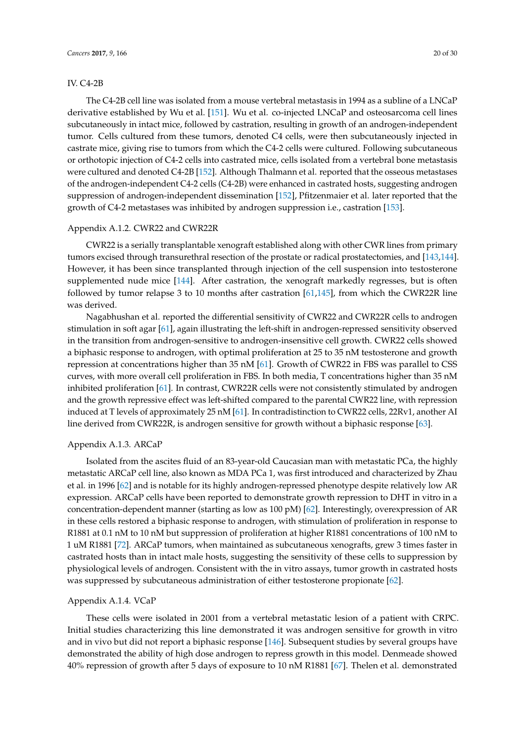IV. C4-2B

The C4-2B cell line was isolated from a mouse vertebral metastasis in 1994 as a subline of a LNCaP derivative established by Wu et al. [151]. Wu et al. co-injected LNCaP and osteosarcoma cell lines subcutaneously in intact mice, followed by castration, resulting in growth of an androgen-independent tumor. Cells cultured from these tumors, denoted C4 cells, were then subcutaneously injected in castrate mice, giving rise to tumors from which the C4-2 cells were cultured. Following subcutaneous or orthotopic injection of C4-2 cells into castrated mice, cells isolated from a vertebral bone metastasis were cultured and denoted C4-2B [152]. Although Thalmann et al. reported that the osseous metastases of the androgen-independent C4-2 cells (C4-2B) were enhanced in castrated hosts, suggesting androgen suppression of androgen-independent dissemination [152], Pfitzenmaier et al. later reported that the growth of C4-2 metastases was inhibited by androgen suppression i.e., castration [153].

Appendix A.1.2. CWR22 and CWR22R

CWR22 is a serially transplantable xenograft established along with other CWR lines from primary tumors excised through transurethral resection of the prostate or radical prostatectomies, and [143,144]. However, it has been since transplanted through injection of the cell suspension into testosterone supplemented nude mice [144]. After castration, the xenograft markedly regresses, but is often followed by tumor relapse 3 to 10 months after castration [61,145], from which the CWR22R line was derived.

Nagabhushan et al. reported the differential sensitivity of CWR22 and CWR22R cells to androgen stimulation in soft agar [61], again illustrating the left-shift in androgen-repressed sensitivity observed in the transition from androgen-sensitive to androgen-insensitive cell growth. CWR22 cells showed a biphasic response to androgen, with optimal proliferation at 25 to 35 nM testosterone and growth repression at concentrations higher than 35 nM [61]. Growth of CWR22 in FBS was parallel to CSS curves, with more overall cell proliferation in FBS. In both media, T concentrations higher than 35 nM inhibited proliferation [61]. In contrast, CWR22R cells were not consistently stimulated by androgen and the growth repressive effect was left-shifted compared to the parental CWR22 line, with repression induced at T levels of approximately 25 nM [61]. In contradistinction to CWR22 cells, 22Rv1, another AI line derived from CWR22R, is androgen sensitive for growth without a biphasic response [63].

Appendix A.1.3. ARCaP

Isolated from the ascites fluid of an 83-year-old Caucasian man with metastatic PCa, the highly metastatic ARCaP cell line, also known as MDA PCa 1, was first introduced and characterized by Zhau et al. in 1996 [62] and is notable for its highly androgen-repressed phenotype despite relatively low AR expression. ARCaP cells have been reported to demonstrate growth repression to DHT in vitro in a concentration-dependent manner (starting as low as 100 pM) [62]. Interestingly, overexpression of AR in these cells restored a biphasic response to androgen, with stimulation of proliferation in response to R1881 at 0.1 nM to 10 nM but suppression of proliferation at higher R1881 concentrations of 100 nM to 1 uM R1881 [72]. ARCaP tumors, when maintained as subcutaneous xenografts, grew 3 times faster in castrated hosts than in intact male hosts, suggesting the sensitivity of these cells to suppression by physiological levels of androgen. Consistent with the in vitro assays, tumor growth in castrated hosts was suppressed by subcutaneous administration of either testosterone propionate [62].

Appendix A.1.4. VCaP

These cells were isolated in 2001 from a vertebral metastatic lesion of a patient with CRPC. Initial studies characterizing this line demonstrated it was androgen sensitive for growth in vitro and in vivo but did not report a biphasic response [146]. Subsequent studies by several groups have demonstrated the ability of high dose androgen to repress growth in this model. Denmeade showed 40% repression of growth after 5 days of exposure to 10 nM R1881 [67]. Thelen et al. demonstrated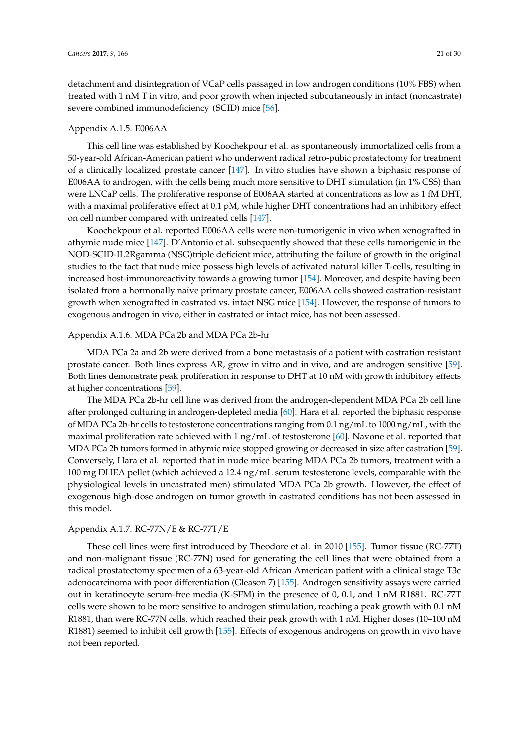detachment and disintegration of VCaP cells passaged in low androgen conditions (10% FBS) when treated with 1 nM T in vitro, and poor growth when injected subcutaneously in intact (noncastrate) severe combined immunodeficiency (SCID) mice [56].

### Appendix A.1.5. E006AA

This cell line was established by Koochekpour et al. as spontaneously immortalized cells from a 50-year-old African-American patient who underwent radical retro-pubic prostatectomy for treatment of a clinically localized prostate cancer [147]. In vitro studies have shown a biphasic response of E006AA to androgen, with the cells being much more sensitive to DHT stimulation (in 1% CSS) than were LNCaP cells. The proliferative response of E006AA started at concentrations as low as 1 fM DHT, with a maximal proliferative effect at 0.1 pM, while higher DHT concentrations had an inhibitory effect on cell number compared with untreated cells [147].

Koochekpour et al. reported E006AA cells were non-tumorigenic in vivo when xenografted in athymic nude mice [147]. D'Antonio et al. subsequently showed that these cells tumorigenic in the NOD-SCID-IL2Rgamma (NSG)triple deficient mice, attributing the failure of growth in the original studies to the fact that nude mice possess high levels of activated natural killer T-cells, resulting in increased host-immunoreactivity towards a growing tumor [154]. Moreover, and despite having been isolated from a hormonally naïve primary prostate cancer, E006AA cells showed castration-resistant growth when xenografted in castrated vs. intact NSG mice [154]. However, the response of tumors to exogenous androgen in vivo, either in castrated or intact mice, has not been assessed.

### Appendix A.1.6. MDA PCa 2b and MDA PCa 2b-hr

MDA PCa 2a and 2b were derived from a bone metastasis of a patient with castration resistant prostate cancer. Both lines express AR, grow in vitro and in vivo, and are androgen sensitive [59]. Both lines demonstrate peak proliferation in response to DHT at 10 nM with growth inhibitory effects at higher concentrations [59].

The MDA PCa 2b-hr cell line was derived from the androgen-dependent MDA PCa 2b cell line after prolonged culturing in androgen-depleted media [60]. Hara et al. reported the biphasic response of MDA PCa 2b-hr cells to testosterone concentrations ranging from 0.1 ng/mL to 1000 ng/mL, with the maximal proliferation rate achieved with 1 ng/mL of testosterone [60]. Navone et al. reported that MDA PCa 2b tumors formed in athymic mice stopped growing or decreased in size after castration [59]. Conversely, Hara et al. reported that in nude mice bearing MDA PCa 2b tumors, treatment with a 100 mg DHEA pellet (which achieved a 12.4 ng/mL serum testosterone levels, comparable with the physiological levels in uncastrated men) stimulated MDA PCa 2b growth. However, the effect of exogenous high-dose androgen on tumor growth in castrated conditions has not been assessed in this model.

### Appendix A.1.7. RC-77N/E & RC-77T/E

These cell lines were first introduced by Theodore et al. in 2010 [155]. Tumor tissue (RC-77T) and non-malignant tissue (RC-77N) used for generating the cell lines that were obtained from a radical prostatectomy specimen of a 63-year-old African American patient with a clinical stage T3c adenocarcinoma with poor differentiation (Gleason 7) [155]. Androgen sensitivity assays were carried out in keratinocyte serum-free media (K-SFM) in the presence of 0, 0.1, and 1 nM R1881. RC-77T cells were shown to be more sensitive to androgen stimulation, reaching a peak growth with 0.1 nM R1881, than were RC-77N cells, which reached their peak growth with 1 nM. Higher doses (10–100 nM R1881) seemed to inhibit cell growth [155]. Effects of exogenous androgens on growth in vivo have not been reported.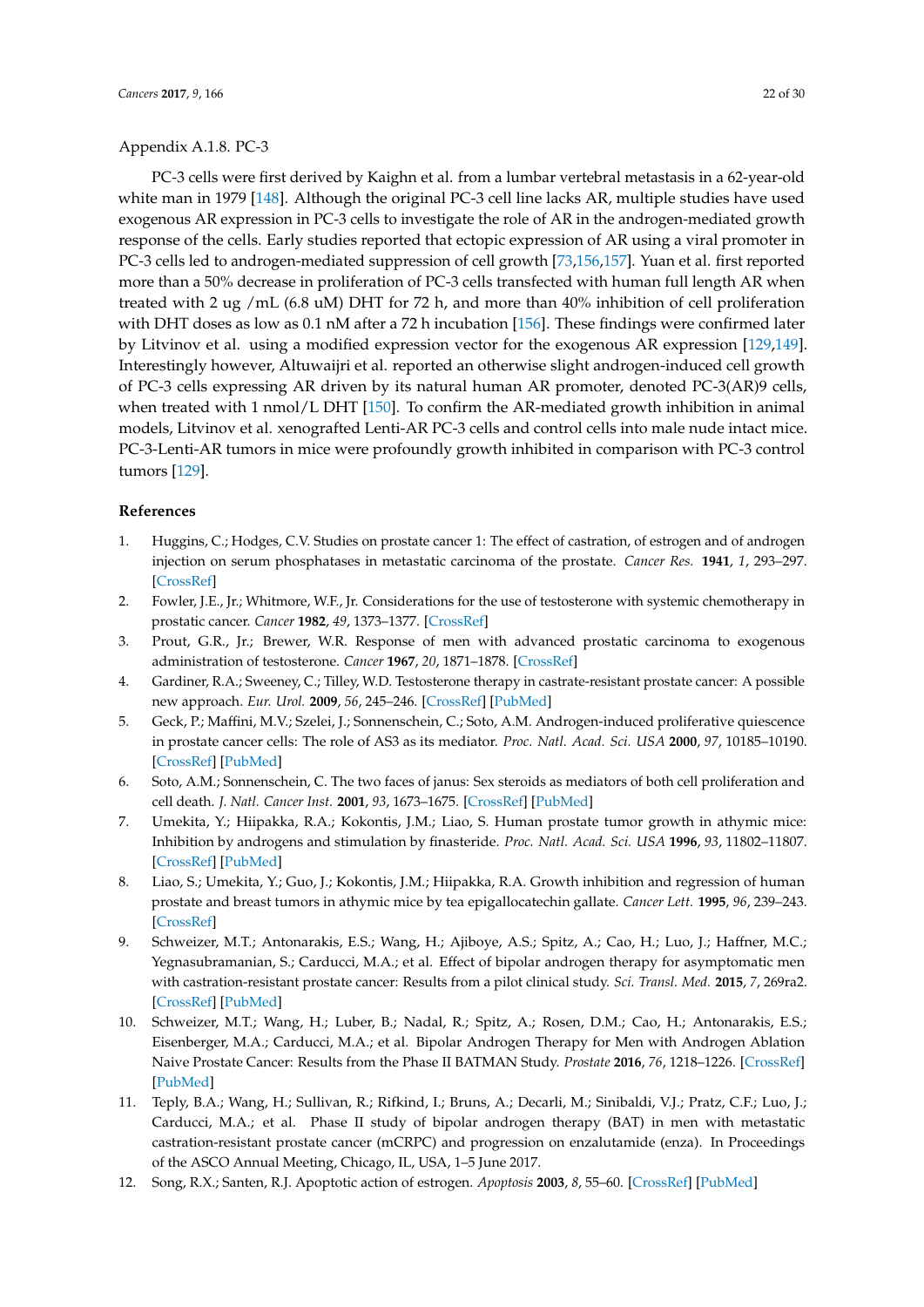#### Appendix A.1.8. PC-3

PC-3 cells were first derived by Kaighn et al. from a lumbar vertebral metastasis in a 62-year-old white man in 1979 [148]. Although the original PC-3 cell line lacks AR, multiple studies have used exogenous AR expression in PC-3 cells to investigate the role of AR in the androgen-mediated growth response of the cells. Early studies reported that ectopic expression of AR using a viral promoter in PC-3 cells led to androgen-mediated suppression of cell growth [73,156,157]. Yuan et al. first reported more than a 50% decrease in proliferation of PC-3 cells transfected with human full length AR when treated with 2 ug /mL (6.8 uM) DHT for 72 h, and more than 40% inhibition of cell proliferation with DHT doses as low as 0.1 nM after a 72 h incubation [156]. These findings were confirmed later by Litvinov et al. using a modified expression vector for the exogenous AR expression [129,149]. Interestingly however, Altuwaijri et al. reported an otherwise slight androgen-induced cell growth of PC-3 cells expressing AR driven by its natural human AR promoter, denoted PC-3(AR)9 cells, when treated with 1 nmol/L DHT [150]. To confirm the AR-mediated growth inhibition in animal models, Litvinov et al. xenografted Lenti-AR PC-3 cells and control cells into male nude intact mice. PC-3-Lenti-AR tumors in mice were profoundly growth inhibited in comparison with PC-3 control tumors [129].

## References

1. Huggins, C.; Hodges, C.V. Studies on prostate cancer 1: The effect of castration, of estrogen and of androgen injection on serum phosphatases in metastatic carcinoma of the prostate. *Cancer Res.* **1941**, *1*, 293–297. [CrossRef]
2. Fowler, J.E., Jr.; Whitmore, W.F., Jr. Considerations for the use of testosterone with systemic chemotherapy in prostatic cancer. *Cancer* **1982**, *49*, 1373–1377. [CrossRef]
3. Prout, G.R., Jr.; Brewer, W.R. Response of men with advanced prostatic carcinoma to exogenous administration of testosterone. *Cancer* **1967**, *20*, 1871–1878. [CrossRef]
4. Gardiner, R.A.; Sweeney, C.; Tilley, W.D. Testosterone therapy in castrate-resistant prostate cancer: A possible new approach. *Eur. Urol.* **2009**, *56*, 245–246. [CrossRef] [PubMed]
5. Geck, P.; Maffini, M.V.; Szelei, J.; Sonnenschein, C.; Soto, A.M. Androgen-induced proliferative quiescence in prostate cancer cells: The role of AS3 as its mediator. *Proc. Natl. Acad. Sci. USA* **2000**, *97*, 10185–10190. [CrossRef] [PubMed]
6. Soto, A.M.; Sonnenschein, C. The two faces of janus: Sex steroids as mediators of both cell proliferation and cell death. *J. Natl. Cancer Inst.* **2001**, *93*, 1673–1675. [CrossRef] [PubMed]
7. Umekita, Y.; Hiipakka, R.A.; Kokontis, J.M.; Liao, S. Human prostate tumor growth in athymic mice: Inhibition by androgens and stimulation by finasteride. *Proc. Natl. Acad. Sci. USA* **1996**, *93*, 11802–11807. [CrossRef] [PubMed]
8. Liao, S.; Umekita, Y.; Guo, J.; Kokontis, J.M.; Hiipakka, R.A. Growth inhibition and regression of human prostate and breast tumors in athymic mice by tea epigallocatechin gallate. *Cancer Lett.* **1995**, *96*, 239–243. [CrossRef]
9. Schweizer, M.T.; Antonarakis, E.S.; Wang, H.; Ajiboye, A.S.; Spitz, A.; Cao, H.; Luo, J.; Haffner, M.C.; Yegnasubramanian, S.; Carducci, M.A.; et al. Effect of bipolar androgen therapy for asymptomatic men with castration-resistant prostate cancer: Results from a pilot clinical study. *Sci. Transl. Med.* **2015**, *7*, 269ra2. [CrossRef] [PubMed]
10. Schweizer, M.T.; Wang, H.; Luber, B.; Nadal, R.; Spitz, A.; Rosen, D.M.; Cao, H.; Antonarakis, E.S.; Eisenberger, M.A.; Carducci, M.A.; et al. Bipolar Androgen Therapy for Men with Androgen Ablation Naive Prostate Cancer: Results from the Phase II BATMAN Study. *Prostate* **2016**, *76*, 1218–1226. [CrossRef] [PubMed]
11. Teply, B.A.; Wang, H.; Sullivan, R.; Rifkind, I.; Bruns, A.; Decarli, M.; Sinibaldi, V.J.; Pratz, C.F.; Luo, J.; Carducci, M.A.; et al. Phase II study of bipolar androgen therapy (BAT) in men with metastatic castration-resistant prostate cancer (mCRPC) and progression on enzalutamide (enza). In Proceedings of the ASCO Annual Meeting, Chicago, IL, USA, 1–5 June 2017.
12. Song, R.X.; Santen, R.J. Apoptotic action of estrogen. *Apoptosis* **2003**, *8*, 55–60. [CrossRef] [PubMed]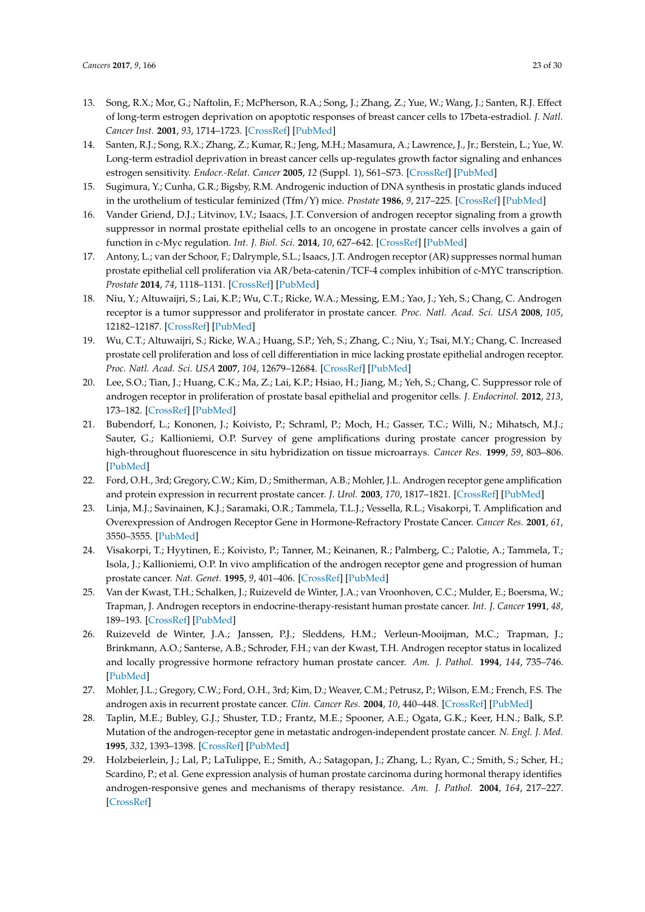13. Song, R.X.; Mor, G.; Naftolin, F.; McPherson, R.A.; Song, J.; Zhang, Z.; Yue, W.; Wang, J.; Santen, R.J. Effect of long-term estrogen deprivation on apoptotic responses of breast cancer cells to 17beta-estradiol. *J. Natl. Cancer Inst.* **2001**, *93*, 1714–1723. [CrossRef] [PubMed]
14. Santen, R.J.; Song, R.X.; Zhang, Z.; Kumar, R.; Jeng, M.H.; Masamura, A.; Lawrence, J., Jr.; Berstein, L.; Yue, W. Long-term estradiol deprivation in breast cancer cells up-regulates growth factor signaling and enhances estrogen sensitivity. *Endocr.-Relat. Cancer* **2005**, *12* (Suppl. 1), S61–S73. [CrossRef] [PubMed]
15. Sugimura, Y.; Cunha, G.R.; Bigsby, R.M. Androgenic induction of DNA synthesis in prostatic glands induced in the urothelium of testicular feminized (Tfm/Y) mice. *Prostate* **1986**, *9*, 217–225. [CrossRef] [PubMed]
16. Vander Griend, D.J.; Litvinov, I.V.; Isaacs, J.T. Conversion of androgen receptor signaling from a growth suppressor in normal prostate epithelial cells to an oncogene in prostate cancer cells involves a gain of function in c-Myc regulation. *Int. J. Biol. Sci.* **2014**, *10*, 627–642. [CrossRef] [PubMed]
17. Antony, L.; van der Schoor, F.; Dalrymple, S.L.; Isaacs, J.T. Androgen receptor (AR) suppresses normal human prostate epithelial cell proliferation via AR/beta-catenin/TCF-4 complex inhibition of c-MYC transcription. *Prostate* **2014**, *74*, 1118–1131. [CrossRef] [PubMed]
18. Niu, Y.; Altuwaijri, S.; Lai, K.P.; Wu, C.T.; Ricke, W.A.; Messing, E.M.; Yao, J.; Yeh, S.; Chang, C. Androgen receptor is a tumor suppressor and proliferator in prostate cancer. *Proc. Natl. Acad. Sci. USA* **2008**, *105*, 12182–12187. [CrossRef] [PubMed]
19. Wu, C.T.; Altuwaijri, S.; Ricke, W.A.; Huang, S.P.; Yeh, S.; Zhang, C.; Niu, Y.; Tsai, M.Y.; Chang, C. Increased prostate cell proliferation and loss of cell differentiation in mice lacking prostate epithelial androgen receptor. *Proc. Natl. Acad. Sci. USA* **2007**, *104*, 12679–12684. [CrossRef] [PubMed]
20. Lee, S.O.; Tian, J.; Huang, C.K.; Ma, Z.; Lai, K.P.; Hsiao, H.; Jiang, M.; Yeh, S.; Chang, C. Suppressor role of androgen receptor in proliferation of prostate basal epithelial and progenitor cells. *J. Endocrinol.* **2012**, *213*, 173–182. [CrossRef] [PubMed]
21. Bubendorf, L.; Kononen, J.; Koivisto, P.; Schraml, P.; Moch, H.; Gasser, T.C.; Willi, N.; Mihatsch, M.J.; Sauter, G.; Kallioniemi, O.P. Survey of gene amplifications during prostate cancer progression by high-throughout fluorescence in situ hybridization on tissue microarrays. *Cancer Res.* **1999**, *59*, 803–806. [PubMed]
22. Ford, O.H., 3rd; Gregory, C.W.; Kim, D.; Smitherman, A.B.; Mohler, J.L. Androgen receptor gene amplification and protein expression in recurrent prostate cancer. *J. Urol.* **2003**, *170*, 1817–1821. [CrossRef] [PubMed]
23. Linja, M.J.; Savinainen, K.J.; Saramaki, O.R.; Tammela, T.L.J.; Vessella, R.L.; Visakorpi, T. Amplification and Overexpression of Androgen Receptor Gene in Hormone-Refractory Prostate Cancer. *Cancer Res.* **2001**, *61*, 3550–3555. [PubMed]
24. Visakorpi, T.; Hyytinen, E.; Koivisto, P.; Tanner, M.; Keinanen, R.; Palmberg, C.; Palotie, A.; Tammela, T.; Isola, J.; Kallioniemi, O.P. In vivo amplification of the androgen receptor gene and progression of human prostate cancer. *Nat. Genet.* **1995**, *9*, 401–406. [CrossRef] [PubMed]
25. Van der Kwast, T.H.; Schalken, J.; Ruizeveld de Winter, J.A.; van Vroonhoven, C.C.; Mulder, E.; Boersma, W.; Trapman, J. Androgen receptors in endocrine-therapy-resistant human prostate cancer. *Int. J. Cancer* **1991**, *48*, 189–193. [CrossRef] [PubMed]
26. Ruizeveld de Winter, J.A.; Janssen, P.J.; Sleddens, H.M.; Verleun-Mooijman, M.C.; Trapman, J.; Brinkmann, A.O.; Santerse, A.B.; Schroder, F.H.; van der Kwast, T.H. Androgen receptor status in localized and locally progressive hormone refractory human prostate cancer. *Am. J. Pathol.* **1994**, *144*, 735–746. [PubMed]
27. Mohler, J.L.; Gregory, C.W.; Ford, O.H., 3rd; Kim, D.; Weaver, C.M.; Petrusz, P.; Wilson, E.M.; French, F.S. The androgen axis in recurrent prostate cancer. *Clin. Cancer Res.* **2004**, *10*, 440–448. [CrossRef] [PubMed]
28. Taplin, M.E.; Bubley, G.J.; Shuster, T.D.; Frantz, M.E.; Spooner, A.E.; Ogata, G.K.; Keer, H.N.; Balk, S.P. Mutation of the androgen-receptor gene in metastatic androgen-independent prostate cancer. *N. Engl. J. Med.* **1995**, *332*, 1393–1398. [CrossRef] [PubMed]
29. Holzbeierlein, J.; Lal, P.; LaTulippe, E.; Smith, A.; Satagopan, J.; Zhang, L.; Ryan, C.; Smith, S.; Scher, H.; Scardino, P.; et al. Gene expression analysis of human prostate carcinoma during hormonal therapy identifies androgen-responsive genes and mechanisms of therapy resistance. *Am. J. Pathol.* **2004**, *164*, 217–227. [CrossRef]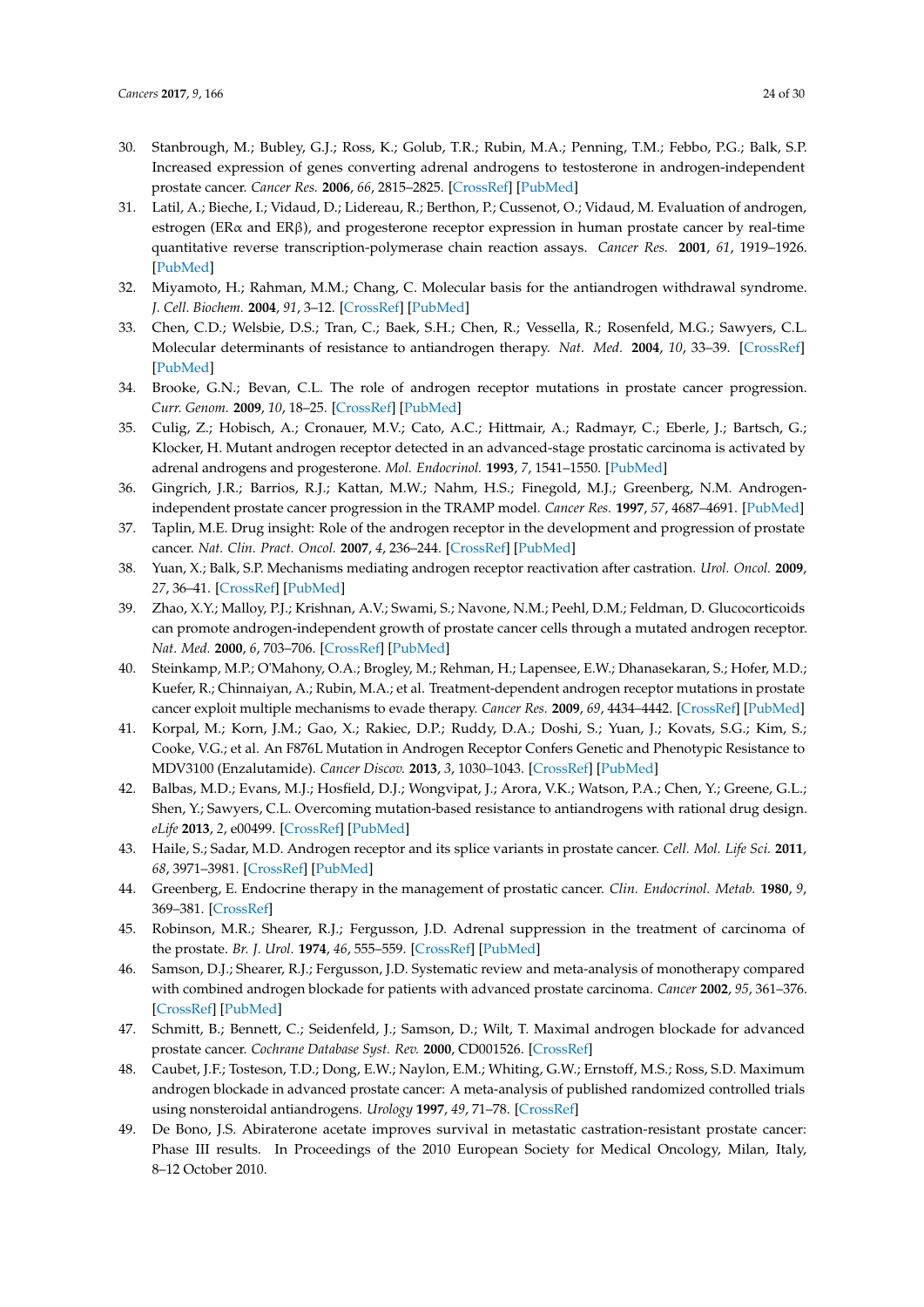30. Stanbrough, M.; Bubley, G.J.; Ross, K.; Golub, T.R.; Rubin, M.A.; Penning, T.M.; Febbo, P.G.; Balk, S.P. Increased expression of genes converting adrenal androgens to testosterone in androgen-independent prostate cancer. *Cancer Res.* **2006**, *66*, 2815–2825. [CrossRef] [PubMed]
31. Latil, A.; Bieche, I.; Vidaud, D.; Lidereau, R.; Berthon, P.; Cussenot, O.; Vidaud, M. Evaluation of androgen, estrogen (ERα and ERβ), and progesterone receptor expression in human prostate cancer by real-time quantitative reverse transcription-polymerase chain reaction assays. *Cancer Res.* **2001**, *61*, 1919–1926. [PubMed]
32. Miyamoto, H.; Rahman, M.M.; Chang, C. Molecular basis for the antiandrogen withdrawal syndrome. *J. Cell. Biochem.* **2004**, *91*, 3–12. [CrossRef] [PubMed]
33. Chen, C.D.; Welsbie, D.S.; Tran, C.; Baek, S.H.; Chen, R.; Vessella, R.; Rosenfeld, M.G.; Sawyers, C.L. Molecular determinants of resistance to antiandrogen therapy. *Nat. Med.* **2004**, *10*, 33–39. [CrossRef] [PubMed]
34. Brooke, G.N.; Bevan, C.L. The role of androgen receptor mutations in prostate cancer progression. *Curr. Genom.* **2009**, *10*, 18–25. [CrossRef] [PubMed]
35. Culig, Z.; Hobisch, A.; Cronauer, M.V.; Cato, A.C.; Hittmair, A.; Radmayr, C.; Eberle, J.; Bartsch, G.; Klocker, H. Mutant androgen receptor detected in an advanced-stage prostatic carcinoma is activated by adrenal androgens and progesterone. *Mol. Endocrinol.* **1993**, *7*, 1541–1550. [PubMed]
36. Gingrich, J.R.; Barrios, R.J.; Kattan, M.W.; Nahm, H.S.; Finegold, M.J.; Greenberg, N.M. Androgen-independent prostate cancer progression in the TRAMP model. *Cancer Res.* **1997**, *57*, 4687–4691. [PubMed]
37. Taplin, M.E. Drug insight: Role of the androgen receptor in the development and progression of prostate cancer. *Nat. Clin. Pract. Oncol.* **2007**, *4*, 236–244. [CrossRef] [PubMed]
38. Yuan, X.; Balk, S.P. Mechanisms mediating androgen receptor reactivation after castration. *Urol. Oncol.* **2009**, *27*, 36–41. [CrossRef] [PubMed]
39. Zhao, X.Y.; Malloy, P.J.; Krishnan, A.V.; Swami, S.; Navone, N.M.; Peehl, D.M.; Feldman, D. Glucocorticoids can promote androgen-independent growth of prostate cancer cells through a mutated androgen receptor. *Nat. Med.* **2000**, *6*, 703–706. [CrossRef] [PubMed]
40. Steinkamp, M.P.; O'Mahony, O.A.; Brogley, M.; Rehman, H.; Lapensee, E.W.; Dhanasekaran, S.; Hofer, M.D.; Kuefer, R.; Chinnaiyan, A.; Rubin, M.A.; et al. Treatment-dependent androgen receptor mutations in prostate cancer exploit multiple mechanisms to evade therapy. *Cancer Res.* **2009**, *69*, 4434–4442. [CrossRef] [PubMed]
41. Korpal, M.; Korn, J.M.; Gao, X.; Rakiec, D.P.; Ruddy, D.A.; Doshi, S.; Yuan, J.; Kovats, S.G.; Kim, S.; Cooke, V.G.; et al. An F876L Mutation in Androgen Receptor Confers Genetic and Phenotypic Resistance to MDV3100 (Enzalutamide). *Cancer Discov.* **2013**, *3*, 1030–1043. [CrossRef] [PubMed]
42. Balbas, M.D.; Evans, M.J.; Hosfield, D.J.; Wongvipat, J.; Arora, V.K.; Watson, P.A.; Chen, Y.; Greene, G.L.; Shen, Y.; Sawyers, C.L. Overcoming mutation-based resistance to antiandrogens with rational drug design. *eLife* **2013**, *2*, e00499. [CrossRef] [PubMed]
43. Haile, S.; Sadar, M.D. Androgen receptor and its splice variants in prostate cancer. *Cell. Mol. Life Sci.* **2011**, *68*, 3971–3981. [CrossRef] [PubMed]
44. Greenberg, E. Endocrine therapy in the management of prostatic cancer. *Clin. Endocrinol. Metab.* **1980**, *9*, 369–381. [CrossRef]
45. Robinson, M.R.; Shearer, R.J.; Fergusson, J.D. Adrenal suppression in the treatment of carcinoma of the prostate. *Br. J. Urol.* **1974**, *46*, 555–559. [CrossRef] [PubMed]
46. Samson, D.J.; Shearer, R.J.; Fergusson, J.D. Systematic review and meta-analysis of monotherapy compared with combined androgen blockade for patients with advanced prostate carcinoma. *Cancer* **2002**, *95*, 361–376. [CrossRef] [PubMed]
47. Schmitt, B.; Bennett, C.; Seidenfeld, J.; Samson, D.; Wilt, T. Maximal androgen blockade for advanced prostate cancer. *Cochrane Database Syst. Rev.* **2000**, CD001526. [CrossRef]
48. Caubet, J.F.; Tosteson, T.D.; Dong, E.W.; Naylon, E.M.; Whiting, G.W.; Ernstoff, M.S.; Ross, S.D. Maximum androgen blockade in advanced prostate cancer: A meta-analysis of published randomized controlled trials using nonsteroidal antiandrogens. *Urology* **1997**, *49*, 71–78. [CrossRef]
49. De Bono, J.S. Abiraterone acetate improves survival in metastatic castration-resistant prostate cancer: Phase III results. In Proceedings of the 2010 European Society for Medical Oncology, Milan, Italy, 8–12 October 2010.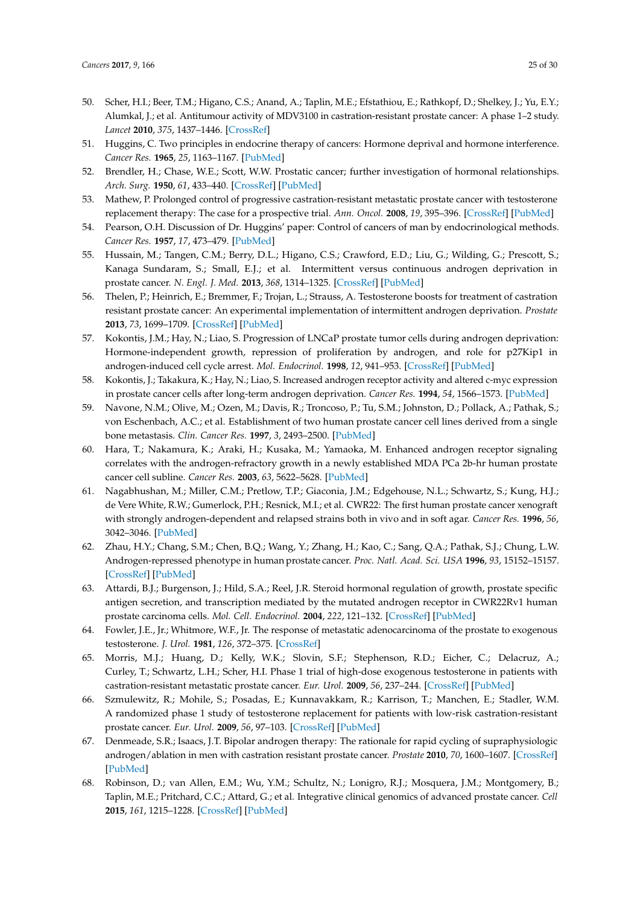50. Scher, H.I.; Beer, T.M.; Higano, C.S.; Anand, A.; Taplin, M.E.; Efstathiou, E.; Rathkopf, D.; Shelkey, J.; Yu, E.Y.; Alumkal, J.; et al. Antitumour activity of MDV3100 in castration-resistant prostate cancer: A phase 1–2 study. *Lancet* **2010**, *375*, 1437–1446. [CrossRef]
51. Huggins, C. Two principles in endocrine therapy of cancers: Hormone deprival and hormone interference. *Cancer Res.* **1965**, *25*, 1163–1167. [PubMed]
52. Brendler, H.; Chase, W.E.; Scott, W.W. Prostatic cancer; further investigation of hormonal relationships. *Arch. Surg.* **1950**, *61*, 433–440. [CrossRef] [PubMed]
53. Mathew, P. Prolonged control of progressive castration-resistant metastatic prostate cancer with testosterone replacement therapy: The case for a prospective trial. *Ann. Oncol.* **2008**, *19*, 395–396. [CrossRef] [PubMed]
54. Pearson, O.H. Discussion of Dr. Huggins' paper: Control of cancers of man by endocrinological methods. *Cancer Res.* **1957**, *17*, 473–479. [PubMed]
55. Hussain, M.; Tangen, C.M.; Berry, D.L.; Higano, C.S.; Crawford, E.D.; Liu, G.; Wilding, G.; Prescott, S.; Kanaga Sundaram, S.; Small, E.J.; et al. Intermittent versus continuous androgen deprivation in prostate cancer. *N. Engl. J. Med.* **2013**, *368*, 1314–1325. [CrossRef] [PubMed]
56. Thelen, P.; Heinrich, E.; Bremmer, F.; Trojan, L.; Strauss, A. Testosterone boosts for treatment of castration resistant prostate cancer: An experimental implementation of intermittent androgen deprivation. *Prostate* **2013**, *73*, 1699–1709. [CrossRef] [PubMed]
57. Kokontis, J.M.; Hay, N.; Liao, S. Progression of LNCaP prostate tumor cells during androgen deprivation: Hormone-independent growth, repression of proliferation by androgen, and role for p27Kip1 in androgen-induced cell cycle arrest. *Mol. Endocrinol.* **1998**, *12*, 941–953. [CrossRef] [PubMed]
58. Kokontis, J.; Takakura, K.; Hay, N.; Liao, S. Increased androgen receptor activity and altered c-myc expression in prostate cancer cells after long-term androgen deprivation. *Cancer Res.* **1994**, *54*, 1566–1573. [PubMed]
59. Navone, N.M.; Olive, M.; Ozen, M.; Davis, R.; Troncoso, P.; Tu, S.M.; Johnston, D.; Pollack, A.; Pathak, S.; von Eschenbach, A.C.; et al. Establishment of two human prostate cancer cell lines derived from a single bone metastasis. *Clin. Cancer Res.* **1997**, *3*, 2493–2500. [PubMed]
60. Hara, T.; Nakamura, K.; Araki, H.; Kusaka, M.; Yamaoka, M. Enhanced androgen receptor signaling correlates with the androgen-refractory growth in a newly established MDA PCa 2b-hr human prostate cancer cell subline. *Cancer Res.* **2003**, *63*, 5622–5628. [PubMed]
61. Nagabhushan, M.; Miller, C.M.; Pretlow, T.P.; Giaconia, J.M.; Edgehouse, N.L.; Schwartz, S.; Kung, H.J.; de Vere White, R.W.; Gumerlock, P.H.; Resnick, M.I.; et al. CWR22: The first human prostate cancer xenograft with strongly androgen-dependent and relapsed strains both in vivo and in soft agar. *Cancer Res.* **1996**, *56*, 3042–3046. [PubMed]
62. Zhau, H.Y.; Chang, S.M.; Chen, B.Q.; Wang, Y.; Zhang, H.; Kao, C.; Sang, Q.A.; Pathak, S.J.; Chung, L.W. Androgen-repressed phenotype in human prostate cancer. *Proc. Natl. Acad. Sci. USA* **1996**, *93*, 15152–15157. [CrossRef] [PubMed]
63. Attardi, B.J.; Burgenson, J.; Hild, S.A.; Reel, J.R. Steroid hormonal regulation of growth, prostate specific antigen secretion, and transcription mediated by the mutated androgen receptor in CWR22Rv1 human prostate carcinoma cells. *Mol. Cell. Endocrinol.* **2004**, *222*, 121–132. [CrossRef] [PubMed]
64. Fowler, J.E., Jr.; Whitmore, W.F., Jr. The response of metastatic adenocarcinoma of the prostate to exogenous testosterone. *J. Urol.* **1981**, *126*, 372–375. [CrossRef]
65. Morris, M.J.; Huang, D.; Kelly, W.K.; Slovin, S.F.; Stephenson, R.D.; Eicher, C.; Delacruz, A.; Curley, T.; Schwartz, L.H.; Scher, H.I. Phase 1 trial of high-dose exogenous testosterone in patients with castration-resistant metastatic prostate cancer. *Eur. Urol.* **2009**, *56*, 237–244. [CrossRef] [PubMed]
66. Szmulewitz, R.; Mohile, S.; Posadas, E.; Kunnavakkam, R.; Karrison, T.; Manchen, E.; Stadler, W.M. A randomized phase 1 study of testosterone replacement for patients with low-risk castration-resistant prostate cancer. *Eur. Urol.* **2009**, *56*, 97–103. [CrossRef] [PubMed]
67. Denmeade, S.R.; Isaacs, J.T. Bipolar androgen therapy: The rationale for rapid cycling of supraphysiologic androgen/ablation in men with castration resistant prostate cancer. *Prostate* **2010**, *70*, 1600–1607. [CrossRef] [PubMed]
68. Robinson, D.; van Allen, E.M.; Wu, Y.M.; Schultz, N.; Lonigro, R.J.; Mosquera, J.M.; Montgomery, B.; Taplin, M.E.; Pritchard, C.C.; Attard, G.; et al. Integrative clinical genomics of advanced prostate cancer. *Cell* **2015**, *161*, 1215–1228. [CrossRef] [PubMed]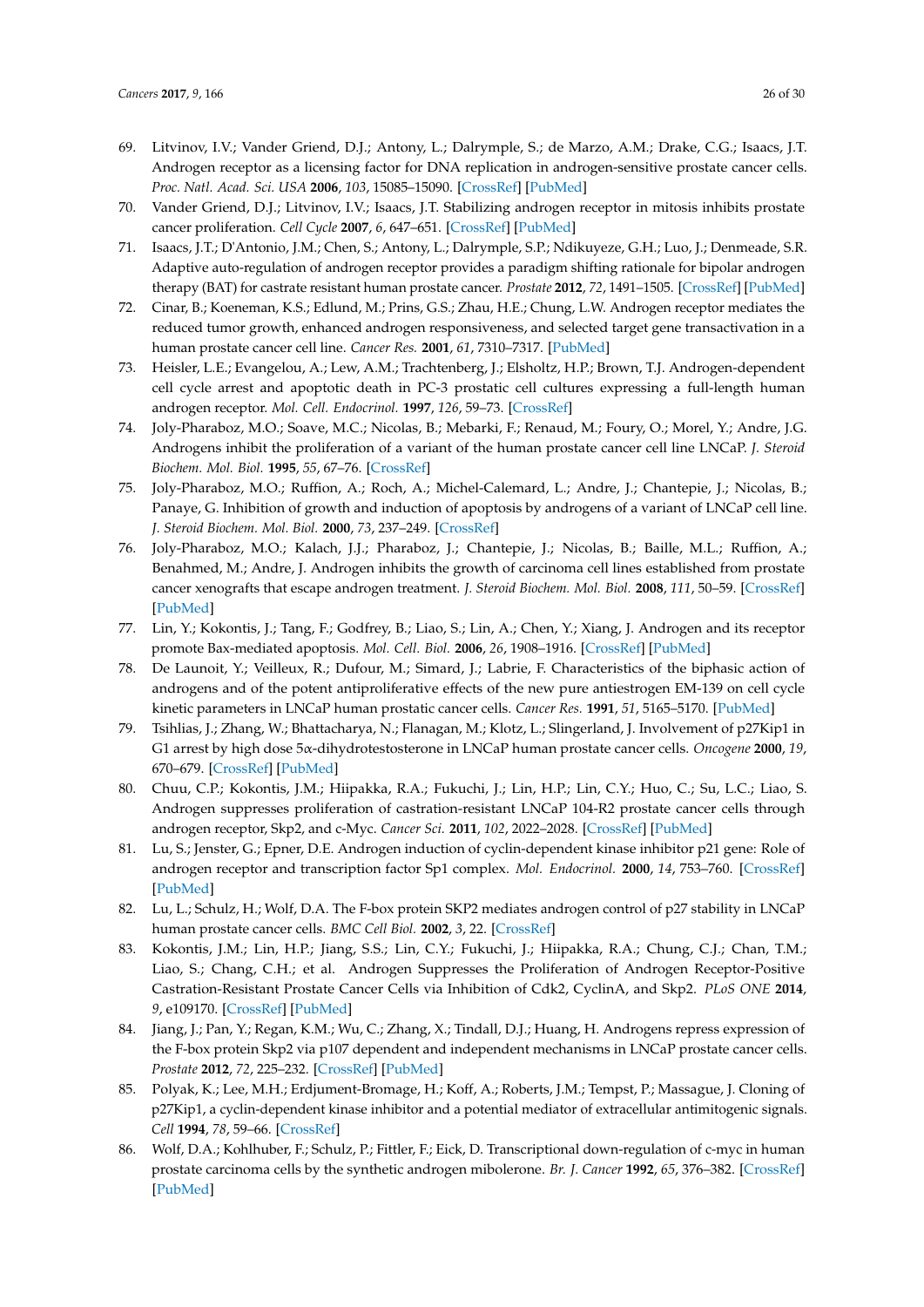69. Litvinov, I.V.; Vander Griend, D.J.; Antony, L.; Dalrymple, S.; de Marzo, A.M.; Drake, C.G.; Isaacs, J.T. Androgen receptor as a licensing factor for DNA replication in androgen-sensitive prostate cancer cells. *Proc. Natl. Acad. Sci. USA* **2006**, *103*, 15085–15090. [CrossRef] [PubMed]
70. Vander Griend, D.J.; Litvinov, I.V.; Isaacs, J.T. Stabilizing androgen receptor in mitosis inhibits prostate cancer proliferation. *Cell Cycle* **2007**, *6*, 647–651. [CrossRef] [PubMed]
71. Isaacs, J.T.; D'Antonio, J.M.; Chen, S.; Antony, L.; Dalrymple, S.P.; Ndikuyeze, G.H.; Luo, J.; Denmeade, S.R. Adaptive auto-regulation of androgen receptor provides a paradigm shifting rationale for bipolar androgen therapy (BAT) for castrate resistant human prostate cancer. *Prostate* **2012**, *72*, 1491–1505. [CrossRef] [PubMed]
72. Cinar, B.; Koeneman, K.S.; Edlund, M.; Prins, G.S.; Zhau, H.E.; Chung, L.W. Androgen receptor mediates the reduced tumor growth, enhanced androgen responsiveness, and selected target gene transactivation in a human prostate cancer cell line. *Cancer Res.* **2001**, *61*, 7310–7317. [PubMed]
73. Heisler, L.E.; Evangelou, A.; Lew, A.M.; Trachtenberg, J.; Elsholtz, H.P.; Brown, T.J. Androgen-dependent cell cycle arrest and apoptotic death in PC-3 prostatic cell cultures expressing a full-length human androgen receptor. *Mol. Cell. Endocrinol.* **1997**, *126*, 59–73. [CrossRef]
74. Joly-Pharaboz, M.O.; Soave, M.C.; Nicolas, B.; Mebarki, F.; Renaud, M.; Foury, O.; Morel, Y.; Andre, J.G. Androgens inhibit the proliferation of a variant of the human prostate cancer cell line LNCaP. *J. Steroid Biochem. Mol. Biol.* **1995**, *55*, 67–76. [CrossRef]
75. Joly-Pharaboz, M.O.; Ruffion, A.; Roch, A.; Michel-Calemard, L.; Andre, J.; Chantepie, J.; Nicolas, B.; Panaye, G. Inhibition of growth and induction of apoptosis by androgens of a variant of LNCaP cell line. *J. Steroid Biochem. Mol. Biol.* **2000**, *73*, 237–249. [CrossRef]
76. Joly-Pharaboz, M.O.; Kalach, J.J.; Pharaboz, J.; Chantepie, J.; Nicolas, B.; Baille, M.L.; Ruffion, A.; Benahmed, M.; Andre, J. Androgen inhibits the growth of carcinoma cell lines established from prostate cancer xenografts that escape androgen treatment. *J. Steroid Biochem. Mol. Biol.* **2008**, *111*, 50–59. [CrossRef] [PubMed]
77. Lin, Y.; Kokontis, J.; Tang, F.; Godfrey, B.; Liao, S.; Lin, A.; Chen, Y.; Xiang, J. Androgen and its receptor promote Bax-mediated apoptosis. *Mol. Cell. Biol.* **2006**, *26*, 1908–1916. [CrossRef] [PubMed]
78. De Launoit, Y.; Veilleux, R.; Dufour, M.; Simard, J.; Labrie, F. Characteristics of the biphasic action of androgens and of the potent antiproliferative effects of the new pure antiestrogen EM-139 on cell cycle kinetic parameters in LNCaP human prostatic cancer cells. *Cancer Res.* **1991**, *51*, 5165–5170. [PubMed]
79. Tsihlias, J.; Zhang, W.; Bhattacharya, N.; Flanagan, M.; Klotz, L.; Slingerland, J. Involvement of p27Kip1 in G1 arrest by high dose 5α-dihydrotestosterone in LNCaP human prostate cancer cells. *Oncogene* **2000**, *19*, 670–679. [CrossRef] [PubMed]
80. Chuu, C.P.; Kokontis, J.M.; Hiipakka, R.A.; Fukuchi, J.; Lin, H.P.; Lin, C.Y.; Huo, C.; Su, L.C.; Liao, S. Androgen suppresses proliferation of castration-resistant LNCaP 104-R2 prostate cancer cells through androgen receptor, Skp2, and c-Myc. *Cancer Sci.* **2011**, *102*, 2022–2028. [CrossRef] [PubMed]
81. Lu, S.; Jenster, G.; Epner, D.E. Androgen induction of cyclin-dependent kinase inhibitor p21 gene: Role of androgen receptor and transcription factor Sp1 complex. *Mol. Endocrinol.* **2000**, *14*, 753–760. [CrossRef] [PubMed]
82. Lu, L.; Schulz, H.; Wolf, D.A. The F-box protein SKP2 mediates androgen control of p27 stability in LNCaP human prostate cancer cells. *BMC Cell Biol.* **2002**, *3*, 22. [CrossRef]
83. Kokontis, J.M.; Lin, H.P.; Jiang, S.S.; Lin, C.Y.; Fukuchi, J.; Hiipakka, R.A.; Chung, C.J.; Chan, T.M.; Liao, S.; Chang, C.H.; et al. Androgen Suppresses the Proliferation of Androgen Receptor-Positive Castration-Resistant Prostate Cancer Cells via Inhibition of Cdk2, CyclinA, and Skp2. *PLoS ONE* **2014**, *9*, e109170. [CrossRef] [PubMed]
84. Jiang, J.; Pan, Y.; Regan, K.M.; Wu, C.; Zhang, X.; Tindall, D.J.; Huang, H. Androgens repress expression of the F-box protein Skp2 via p107 dependent and independent mechanisms in LNCaP prostate cancer cells. *Prostate* **2012**, *72*, 225–232. [CrossRef] [PubMed]
85. Polyak, K.; Lee, M.H.; Erdjument-Bromage, H.; Koff, A.; Roberts, J.M.; Tempst, P.; Massague, J. Cloning of p27Kip1, a cyclin-dependent kinase inhibitor and a potential mediator of extracellular antimitogenic signals. *Cell* **1994**, *78*, 59–66. [CrossRef]
86. Wolf, D.A.; Kohlhuber, F.; Schulz, P.; Fittler, F.; Eick, D. Transcriptional down-regulation of c-myc in human prostate carcinoma cells by the synthetic androgen mibolerone. *Br. J. Cancer* **1992**, *65*, 376–382. [CrossRef] [PubMed]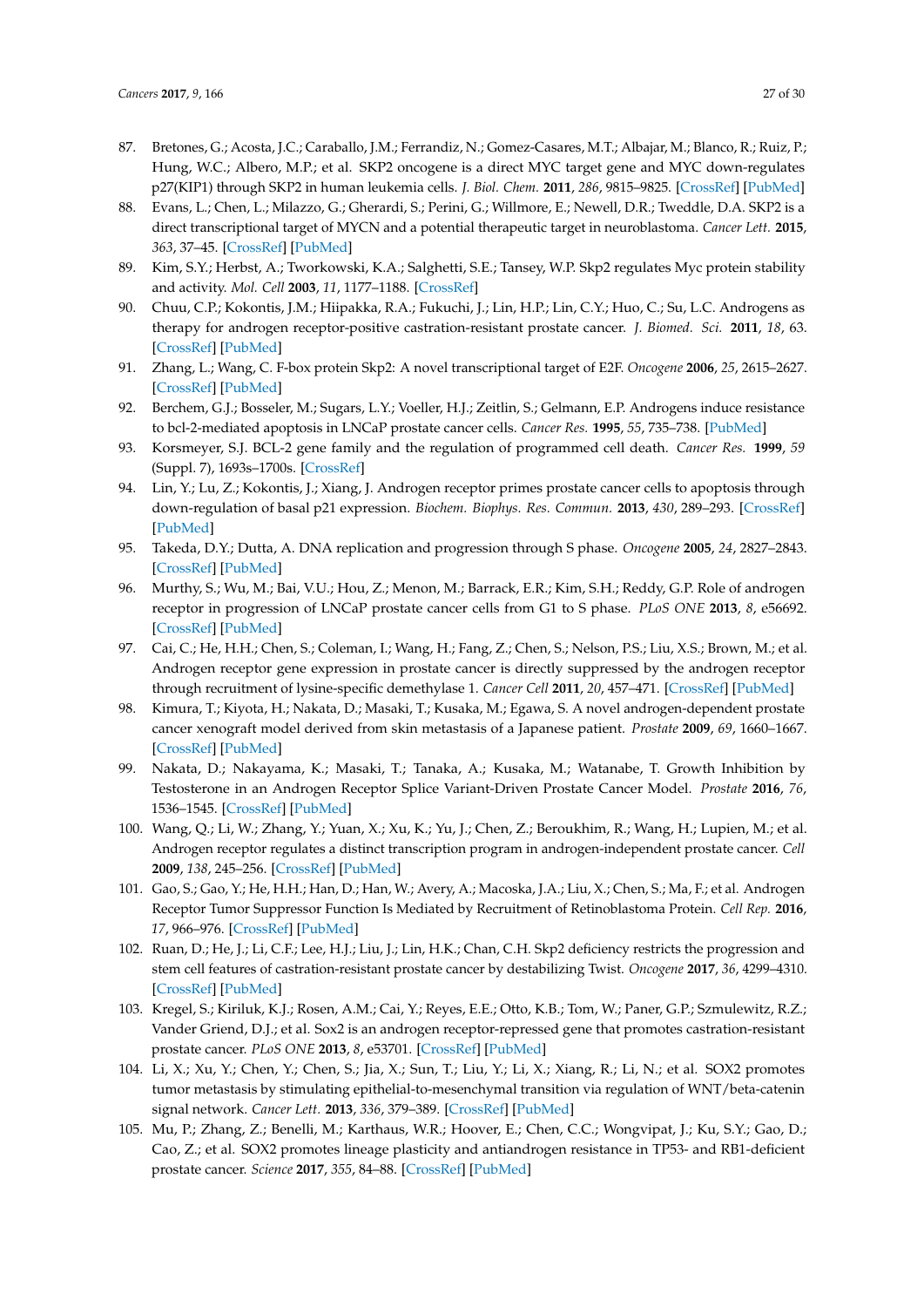87. Bretones, G.; Acosta, J.C.; Caraballo, J.M.; Ferrandiz, N.; Gomez-Casares, M.T.; Albajar, M.; Blanco, R.; Ruiz, P.; Hung, W.C.; Albero, M.P.; et al. SKP2 oncogene is a direct MYC target gene and MYC down-regulates p27(KIP1) through SKP2 in human leukemia cells. *J. Biol. Chem.* **2011**, *286*, 9815–9825. [CrossRef] [PubMed]
88. Evans, L.; Chen, L.; Milazzo, G.; Gherardi, S.; Perini, G.; Willmore, E.; Newell, D.R.; Tweddle, D.A. SKP2 is a direct transcriptional target of MYCN and a potential therapeutic target in neuroblastoma. *Cancer Lett.* **2015**, *363*, 37–45. [CrossRef] [PubMed]
89. Kim, S.Y.; Herbst, A.; Tworkowski, K.A.; Salghetti, S.E.; Tansey, W.P. Skp2 regulates Myc protein stability and activity. *Mol. Cell* **2003**, *11*, 1177–1188. [CrossRef]
90. Chuu, C.P.; Kokontis, J.M.; Hiipakka, R.A.; Fukuchi, J.; Lin, H.P.; Lin, C.Y.; Huo, C.; Su, L.C. Androgens as therapy for androgen receptor-positive castration-resistant prostate cancer. *J. Biomed. Sci.* **2011**, *18*, 63. [CrossRef] [PubMed]
91. Zhang, L.; Wang, C. F-box protein Skp2: A novel transcriptional target of E2F. *Oncogene* **2006**, *25*, 2615–2627. [CrossRef] [PubMed]
92. Berchem, G.J.; Bosseler, M.; Sugars, L.Y.; Voeller, H.J.; Zeitlin, S.; Gelmann, E.P. Androgens induce resistance to bcl-2-mediated apoptosis in LNCaP prostate cancer cells. *Cancer Res.* **1995**, *55*, 735–738. [PubMed]
93. Korsmeyer, S.J. BCL-2 gene family and the regulation of programmed cell death. *Cancer Res.* **1999**, *59* (Suppl. 7), 1693s–1700s. [CrossRef]
94. Lin, Y.; Lu, Z.; Kokontis, J.; Xiang, J. Androgen receptor primes prostate cancer cells to apoptosis through down-regulation of basal p21 expression. *Biochem. Biophys. Res. Commun.* **2013**, *430*, 289–293. [CrossRef] [PubMed]
95. Takeda, D.Y.; Dutta, A. DNA replication and progression through S phase. *Oncogene* **2005**, *24*, 2827–2843. [CrossRef] [PubMed]
96. Murthy, S.; Wu, M.; Bai, V.U.; Hou, Z.; Menon, M.; Barrack, E.R.; Kim, S.H.; Reddy, G.P. Role of androgen receptor in progression of LNCaP prostate cancer cells from G1 to S phase. *PLoS ONE* **2013**, *8*, e56692. [CrossRef] [PubMed]
97. Cai, C.; He, H.H.; Chen, S.; Coleman, I.; Wang, H.; Fang, Z.; Chen, S.; Nelson, P.S.; Liu, X.S.; Brown, M.; et al. Androgen receptor gene expression in prostate cancer is directly suppressed by the androgen receptor through recruitment of lysine-specific demethylase 1. *Cancer Cell* **2011**, *20*, 457–471. [CrossRef] [PubMed]
98. Kimura, T.; Kiyota, H.; Nakata, D.; Masaki, T.; Kusaka, M.; Egawa, S. A novel androgen-dependent prostate cancer xenograft model derived from skin metastasis of a Japanese patient. *Prostate* **2009**, *69*, 1660–1667. [CrossRef] [PubMed]
99. Nakata, D.; Nakayama, K.; Masaki, T.; Tanaka, A.; Kusaka, M.; Watanabe, T. Growth Inhibition by Testosterone in an Androgen Receptor Splice Variant-Driven Prostate Cancer Model. *Prostate* **2016**, *76*, 1536–1545. [CrossRef] [PubMed]
100. Wang, Q.; Li, W.; Zhang, Y.; Yuan, X.; Xu, K.; Yu, J.; Chen, Z.; Beroukhim, R.; Wang, H.; Lupien, M.; et al. Androgen receptor regulates a distinct transcription program in androgen-independent prostate cancer. *Cell* **2009**, *138*, 245–256. [CrossRef] [PubMed]
101. Gao, S.; Gao, Y.; He, H.H.; Han, D.; Han, W.; Avery, A.; Macoska, J.A.; Liu, X.; Chen, S.; Ma, F.; et al. Androgen Receptor Tumor Suppressor Function Is Mediated by Recruitment of Retinoblastoma Protein. *Cell Rep.* **2016**, *17*, 966–976. [CrossRef] [PubMed]
102. Ruan, D.; He, J.; Li, C.F.; Lee, H.J.; Liu, J.; Lin, H.K.; Chan, C.H. Skp2 deficiency restricts the progression and stem cell features of castration-resistant prostate cancer by destabilizing Twist. *Oncogene* **2017**, *36*, 4299–4310. [CrossRef] [PubMed]
103. Kregel, S.; Kiriluk, K.J.; Rosen, A.M.; Cai, Y.; Reyes, E.E.; Otto, K.B.; Tom, W.; Paner, G.P.; Szmulewitz, R.Z.; Vander Griend, D.J.; et al. Sox2 is an androgen receptor-repressed gene that promotes castration-resistant prostate cancer. *PLoS ONE* **2013**, *8*, e53701. [CrossRef] [PubMed]
104. Li, X.; Xu, Y.; Chen, Y.; Chen, S.; Jia, X.; Sun, T.; Liu, Y.; Li, X.; Xiang, R.; Li, N.; et al. SOX2 promotes tumor metastasis by stimulating epithelial-to-mesenchymal transition via regulation of WNT/beta-catenin signal network. *Cancer Lett.* **2013**, *336*, 379–389. [CrossRef] [PubMed]
105. Mu, P.; Zhang, Z.; Benelli, M.; Karthaus, W.R.; Hoover, E.; Chen, C.C.; Wongvipat, J.; Ku, S.Y.; Gao, D.; Cao, Z.; et al. SOX2 promotes lineage plasticity and antiandrogen resistance in TP53- and RB1-deficient prostate cancer. *Science* **2017**, *355*, 84–88. [CrossRef] [PubMed]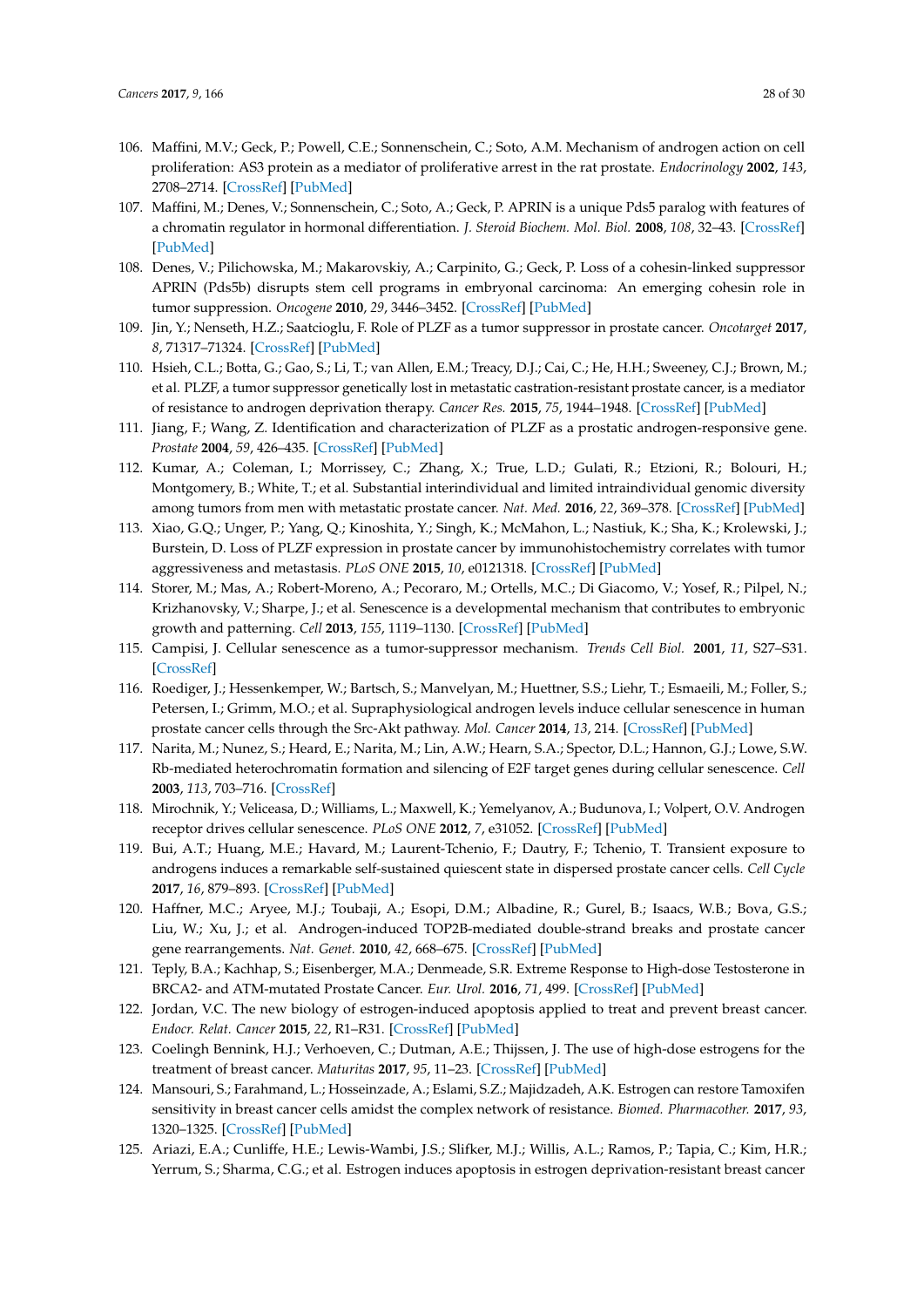106. Maffini, M.V.; Geck, P.; Powell, C.E.; Sonnenschein, C.; Soto, A.M. Mechanism of androgen action on cell proliferation: AS3 protein as a mediator of proliferative arrest in the rat prostate. *Endocrinology* **2002**, *143*, 2708–2714. [CrossRef] [PubMed]
107. Maffini, M.; Denes, V.; Sonnenschein, C.; Soto, A.; Geck, P. APRIN is a unique Pds5 paralog with features of a chromatin regulator in hormonal differentiation. *J. Steroid Biochem. Mol. Biol.* **2008**, *108*, 32–43. [CrossRef] [PubMed]
108. Denes, V.; Pilichowska, M.; Makarovskiy, A.; Carpinito, G.; Geck, P. Loss of a cohesin-linked suppressor APRIN (Pds5b) disrupts stem cell programs in embryonal carcinoma: An emerging cohesin role in tumor suppression. *Oncogene* **2010**, *29*, 3446–3452. [CrossRef] [PubMed]
109. Jin, Y.; Nenseth, H.Z.; Saatcioglu, F. Role of PLZF as a tumor suppressor in prostate cancer. *Oncotarget* **2017**, *8*, 71317–71324. [CrossRef] [PubMed]
110. Hsieh, C.L.; Botta, G.; Gao, S.; Li, T.; van Allen, E.M.; Treacy, D.J.; Cai, C.; He, H.H.; Sweeney, C.J.; Brown, M.; et al. PLZF, a tumor suppressor genetically lost in metastatic castration-resistant prostate cancer, is a mediator of resistance to androgen deprivation therapy. *Cancer Res.* **2015**, *75*, 1944–1948. [CrossRef] [PubMed]
111. Jiang, F.; Wang, Z. Identification and characterization of PLZF as a prostatic androgen-responsive gene. *Prostate* **2004**, *59*, 426–435. [CrossRef] [PubMed]
112. Kumar, A.; Coleman, I.; Morrissey, C.; Zhang, X.; True, L.D.; Gulati, R.; Etzioni, R.; Bolouri, H.; Montgomery, B.; White, T.; et al. Substantial interindividual and limited intraindividual genomic diversity among tumors from men with metastatic prostate cancer. *Nat. Med.* **2016**, *22*, 369–378. [CrossRef] [PubMed]
113. Xiao, G.Q.; Unger, P.; Yang, Q.; Kinoshita, Y.; Singh, K.; McMahon, L.; Nastiuk, K.; Sha, K.; Krolewski, J.; Burstein, D. Loss of PLZF expression in prostate cancer by immunohistochemistry correlates with tumor aggressiveness and metastasis. *PLoS ONE* **2015**, *10*, e0121318. [CrossRef] [PubMed]
114. Storer, M.; Mas, A.; Robert-Moreno, A.; Pecoraro, M.; Ortells, M.C.; Di Giacomo, V.; Yosef, R.; Pilpel, N.; Krizhanovsky, V.; Sharpe, J.; et al. Senescence is a developmental mechanism that contributes to embryonic growth and patterning. *Cell* **2013**, *155*, 1119–1130. [CrossRef] [PubMed]
115. Campisi, J. Cellular senescence as a tumor-suppressor mechanism. *Trends Cell Biol.* **2001**, *11*, S27–S31. [CrossRef]
116. Roediger, J.; Hessenkemper, W.; Bartsch, S.; Manvelyan, M.; Huettner, S.S.; Liehr, T.; Esmaeili, M.; Foller, S.; Petersen, I.; Grimm, M.O.; et al. Supraphysiological androgen levels induce cellular senescence in human prostate cancer cells through the Src-Akt pathway. *Mol. Cancer* **2014**, *13*, 214. [CrossRef] [PubMed]
117. Narita, M.; Nunez, S.; Heard, E.; Narita, M.; Lin, A.W.; Hearn, S.A.; Spector, D.L.; Hannon, G.J.; Lowe, S.W. Rb-mediated heterochromatin formation and silencing of E2F target genes during cellular senescence. *Cell* **2003**, *113*, 703–716. [CrossRef]
118. Mirochnik, Y.; Veliceasa, D.; Williams, L.; Maxwell, K.; Yemelyanov, A.; Budunova, I.; Volpert, O.V. Androgen receptor drives cellular senescence. *PLoS ONE* **2012**, *7*, e31052. [CrossRef] [PubMed]
119. Bui, A.T.; Huang, M.E.; Havard, M.; Laurent-Tchenio, F.; Dautry, F.; Tchenio, T. Transient exposure to androgens induces a remarkable self-sustained quiescent state in dispersed prostate cancer cells. *Cell Cycle* **2017**, *16*, 879–893. [CrossRef] [PubMed]
120. Haffner, M.C.; Aryee, M.J.; Toubaji, A.; Esopi, D.M.; Albadine, R.; Gurel, B.; Isaacs, W.B.; Bova, G.S.; Liu, W.; Xu, J.; et al. Androgen-induced TOP2B-mediated double-strand breaks and prostate cancer gene rearrangements. *Nat. Genet.* **2010**, *42*, 668–675. [CrossRef] [PubMed]
121. Teply, B.A.; Kachhap, S.; Eisenberger, M.A.; Denmeade, S.R. Extreme Response to High-dose Testosterone in BRCA2- and ATM-mutated Prostate Cancer. *Eur. Urol.* **2016**, *71*, 499. [CrossRef] [PubMed]
122. Jordan, V.C. The new biology of estrogen-induced apoptosis applied to treat and prevent breast cancer. *Endocr. Relat. Cancer* **2015**, *22*, R1–R31. [CrossRef] [PubMed]
123. Coelingh Bennink, H.J.; Verhoeven, C.; Dutman, A.E.; Thijssen, J. The use of high-dose estrogens for the treatment of breast cancer. *Maturitas* **2017**, *95*, 11–23. [CrossRef] [PubMed]
124. Mansouri, S.; Farahmand, L.; Hosseinzade, A.; Eslami, S.Z.; Majidzadeh, A.K. Estrogen can restore Tamoxifen sensitivity in breast cancer cells amidst the complex network of resistance. *Biomed. Pharmacother.* **2017**, *93*, 1320–1325. [CrossRef] [PubMed]
125. Ariazi, E.A.; Cunliffe, H.E.; Lewis-Wambi, J.S.; Slifker, M.J.; Willis, A.L.; Ramos, P.; Tapia, C.; Kim, H.R.; Yerrum, S.; Sharma, C.G.; et al. Estrogen induces apoptosis in estrogen deprivation-resistant breast cancer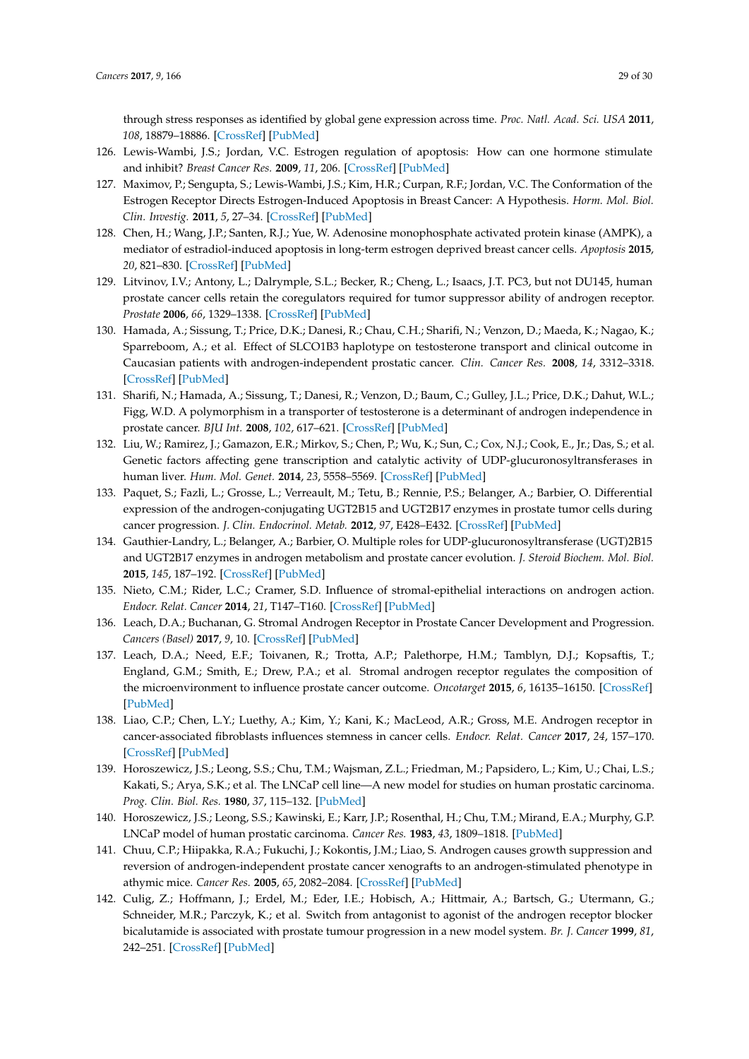through stress responses as identified by global gene expression across time. *Proc. Natl. Acad. Sci. USA* **2011**, *108*, 18879–18886. [CrossRef] [PubMed]

126. Lewis-Wambi, J.S.; Jordan, V.C. Estrogen regulation of apoptosis: How can one hormone stimulate and inhibit? *Breast Cancer Res.* **2009**, *11*, 206. [CrossRef] [PubMed]
127. Maximov, P.; Sengupta, S.; Lewis-Wambi, J.S.; Kim, H.R.; Curpan, R.F.; Jordan, V.C. The Conformation of the Estrogen Receptor Directs Estrogen-Induced Apoptosis in Breast Cancer: A Hypothesis. *Horm. Mol. Biol. Clin. Investig.* **2011**, *5*, 27–34. [CrossRef] [PubMed]
128. Chen, H.; Wang, J.P.; Santen, R.J.; Yue, W. Adenosine monophosphate activated protein kinase (AMPK), a mediator of estradiol-induced apoptosis in long-term estrogen deprived breast cancer cells. *Apoptosis* **2015**, *20*, 821–830. [CrossRef] [PubMed]
129. Litvinov, I.V.; Antony, L.; Dalrymple, S.L.; Becker, R.; Cheng, L.; Isaacs, J.T. PC3, but not DU145, human prostate cancer cells retain the coregulators required for tumor suppressor ability of androgen receptor. *Prostate* **2006**, *66*, 1329–1338. [CrossRef] [PubMed]
130. Hamada, A.; Sissung, T.; Price, D.K.; Danesi, R.; Chau, C.H.; Sharifi, N.; Venzon, D.; Maeda, K.; Nagao, K.; Sparreboom, A.; et al. Effect of SLCO1B3 haplotype on testosterone transport and clinical outcome in Caucasian patients with androgen-independent prostatic cancer. *Clin. Cancer Res.* **2008**, *14*, 3312–3318. [CrossRef] [PubMed]
131. Sharifi, N.; Hamada, A.; Sissung, T.; Danesi, R.; Venzon, D.; Baum, C.; Gulley, J.L.; Price, D.K.; Dahut, W.L.; Figg, W.D. A polymorphism in a transporter of testosterone is a determinant of androgen independence in prostate cancer. *BJU Int.* **2008**, *102*, 617–621. [CrossRef] [PubMed]
132. Liu, W.; Ramirez, J.; Gamazon, E.R.; Mirkov, S.; Chen, P.; Wu, K.; Sun, C.; Cox, N.J.; Cook, E., Jr.; Das, S.; et al. Genetic factors affecting gene transcription and catalytic activity of UDP-glucuronosyltransferases in human liver. *Hum. Mol. Genet.* **2014**, *23*, 5558–5569. [CrossRef] [PubMed]
133. Paquet, S.; Fazli, L.; Grosse, L.; Verreault, M.; Tetu, B.; Rennie, P.S.; Belanger, A.; Barbier, O. Differential expression of the androgen-conjugating UGT2B15 and UGT2B17 enzymes in prostate tumor cells during cancer progression. *J. Clin. Endocrinol. Metab.* **2012**, *97*, E428–E432. [CrossRef] [PubMed]
134. Gauthier-Landry, L.; Belanger, A.; Barbier, O. Multiple roles for UDP-glucuronosyltransferase (UGT)2B15 and UGT2B17 enzymes in androgen metabolism and prostate cancer evolution. *J. Steroid Biochem. Mol. Biol.* **2015**, *145*, 187–192. [CrossRef] [PubMed]
135. Nieto, C.M.; Rider, L.C.; Cramer, S.D. Influence of stromal-epithelial interactions on androgen action. *Endocr. Relat. Cancer* **2014**, *21*, T147–T160. [CrossRef] [PubMed]
136. Leach, D.A.; Buchanan, G. Stromal Androgen Receptor in Prostate Cancer Development and Progression. *Cancers (Basel)* **2017**, *9*, 10. [CrossRef] [PubMed]
137. Leach, D.A.; Need, E.F.; Toivanen, R.; Trotta, A.P.; Palethorpe, H.M.; Tamblyn, D.J.; Kopsaftis, T.; England, G.M.; Smith, E.; Drew, P.A.; et al. Stromal androgen receptor regulates the composition of the microenvironment to influence prostate cancer outcome. *Oncotarget* **2015**, *6*, 16135–16150. [CrossRef] [PubMed]
138. Liao, C.P.; Chen, L.Y.; Luethy, A.; Kim, Y.; Kani, K.; MacLeod, A.R.; Gross, M.E. Androgen receptor in cancer-associated fibroblasts influences stemness in cancer cells. *Endocr. Relat. Cancer* **2017**, *24*, 157–170. [CrossRef] [PubMed]
139. Horoszewicz, J.S.; Leong, S.S.; Chu, T.M.; Wajsman, Z.L.; Friedman, M.; Papsidero, L.; Kim, U.; Chai, L.S.; Kakati, S.; Arya, S.K.; et al. The LNCaP cell line—A new model for studies on human prostatic carcinoma. *Prog. Clin. Biol. Res.* **1980**, *37*, 115–132. [PubMed]
140. Horoszewicz, J.S.; Leong, S.S.; Kawinski, E.; Karr, J.P.; Rosenthal, H.; Chu, T.M.; Mirand, E.A.; Murphy, G.P. LNCaP model of human prostatic carcinoma. *Cancer Res.* **1983**, *43*, 1809–1818. [PubMed]
141. Chuu, C.P.; Hiipakka, R.A.; Fukuchi, J.; Kokontis, J.M.; Liao, S. Androgen causes growth suppression and reversion of androgen-independent prostate cancer xenografts to an androgen-stimulated phenotype in athymic mice. *Cancer Res.* **2005**, *65*, 2082–2084. [CrossRef] [PubMed]
142. Culig, Z.; Hoffmann, J.; Erdel, M.; Eder, I.E.; Hobisch, A.; Hittmair, A.; Bartsch, G.; Utermann, G.; Schneider, M.R.; Parczyk, K.; et al. Switch from antagonist to agonist of the androgen receptor blocker bicalutamide is associated with prostate tumour progression in a new model system. *Br. J. Cancer* **1999**, *81*, 242–251. [CrossRef] [PubMed]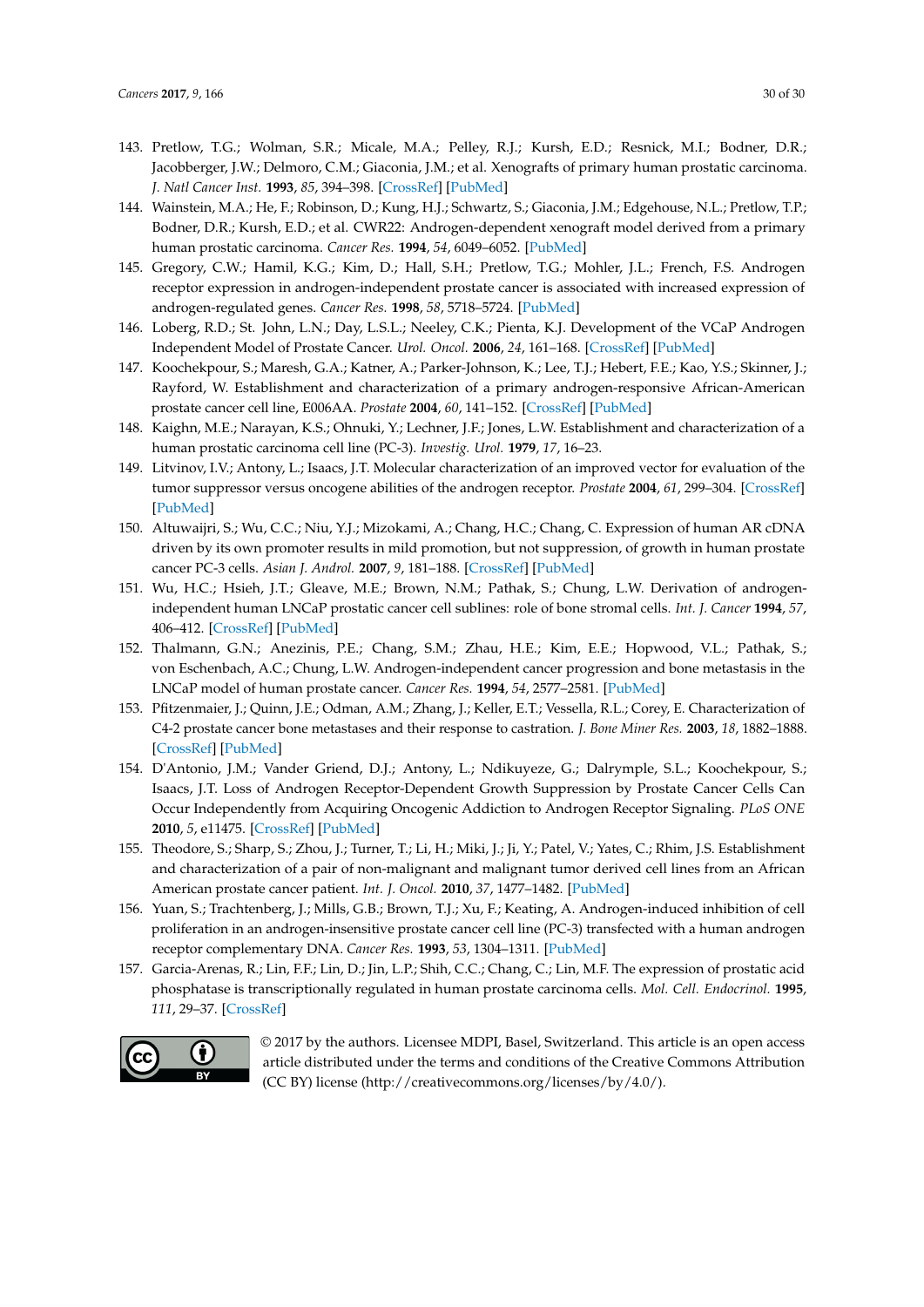143. Pretlow, T.G.; Wolman, S.R.; Micale, M.A.; Pelley, R.J.; Kursh, E.D.; Resnick, M.I.; Bodner, D.R.; Jacobberger, J.W.; Delmoro, C.M.; Giaconia, J.M.; et al. Xenografts of primary human prostatic carcinoma. *J. Natl Cancer Inst.* **1993**, *85*, 394–398. [CrossRef] [PubMed]
144. Wainstein, M.A.; He, F.; Robinson, D.; Kung, H.J.; Schwartz, S.; Giaconia, J.M.; Edgehouse, N.L.; Pretlow, T.P.; Bodner, D.R.; Kursh, E.D.; et al. CWR22: Androgen-dependent xenograft model derived from a primary human prostatic carcinoma. *Cancer Res.* **1994**, *54*, 6049–6052. [PubMed]
145. Gregory, C.W.; Hamil, K.G.; Kim, D.; Hall, S.H.; Pretlow, T.G.; Mohler, J.L.; French, F.S. Androgen receptor expression in androgen-independent prostate cancer is associated with increased expression of androgen-regulated genes. *Cancer Res.* **1998**, *58*, 5718–5724. [PubMed]
146. Loberg, R.D.; St. John, L.N.; Day, L.S.L.; Neeley, C.K.; Pienta, K.J. Development of the VCaP Androgen Independent Model of Prostate Cancer. *Urol. Oncol.* **2006**, *24*, 161–168. [CrossRef] [PubMed]
147. Koochekpour, S.; Maresh, G.A.; Katner, A.; Parker-Johnson, K.; Lee, T.J.; Hebert, F.E.; Kao, Y.S.; Skinner, J.; Rayford, W. Establishment and characterization of a primary androgen-responsive African-American prostate cancer cell line, E006AA. *Prostate* **2004**, *60*, 141–152. [CrossRef] [PubMed]
148. Kaighn, M.E.; Narayan, K.S.; Ohnuki, Y.; Lechner, J.F.; Jones, L.W. Establishment and characterization of a human prostatic carcinoma cell line (PC-3). *Investig. Urol.* **1979**, *17*, 16–23.
149. Litvinov, I.V.; Antony, L.; Isaacs, J.T. Molecular characterization of an improved vector for evaluation of the tumor suppressor versus oncogene abilities of the androgen receptor. *Prostate* **2004**, *61*, 299–304. [CrossRef] [PubMed]
150. Altuwaijri, S.; Wu, C.C.; Niu, Y.J.; Mizokami, A.; Chang, H.C.; Chang, C. Expression of human AR cDNA driven by its own promoter results in mild promotion, but not suppression, of growth in human prostate cancer PC-3 cells. *Asian J. Androl.* **2007**, *9*, 181–188. [CrossRef] [PubMed]
151. Wu, H.C.; Hsieh, J.T.; Gleave, M.E.; Brown, N.M.; Pathak, S.; Chung, L.W. Derivation of androgen-independent human LNCaP prostatic cancer cell sublines: role of bone stromal cells. *Int. J. Cancer* **1994**, *57*, 406–412. [CrossRef] [PubMed]
152. Thalmann, G.N.; Anezinis, P.E.; Chang, S.M.; Zhau, H.E.; Kim, E.E.; Hopwood, V.L.; Pathak, S.; von Eschenbach, A.C.; Chung, L.W. Androgen-independent cancer progression and bone metastasis in the LNCaP model of human prostate cancer. *Cancer Res.* **1994**, *54*, 2577–2581. [PubMed]
153. Pfitzenmaier, J.; Quinn, J.E.; Odman, A.M.; Zhang, J.; Keller, E.T.; Vessella, R.L.; Corey, E. Characterization of C4-2 prostate cancer bone metastases and their response to castration. *J. Bone Miner Res.* **2003**, *18*, 1882–1888. [CrossRef] [PubMed]
154. D'Antonio, J.M.; Vander Griend, D.J.; Antony, L.; Ndikuyeze, G.; Dalrymple, S.L.; Koochekpour, S.; Isaacs, J.T. Loss of Androgen Receptor-Dependent Growth Suppression by Prostate Cancer Cells Can Occur Independently from Acquiring Oncogenic Addiction to Androgen Receptor Signaling. *PLoS ONE* **2010**, *5*, e11475. [CrossRef] [PubMed]
155. Theodore, S.; Sharp, S.; Zhou, J.; Turner, T.; Li, H.; Miki, J.; Ji, Y.; Patel, V.; Yates, C.; Rhim, J.S. Establishment and characterization of a pair of non-malignant and malignant tumor derived cell lines from an African American prostate cancer patient. *Int. J. Oncol.* **2010**, *37*, 1477–1482. [PubMed]
156. Yuan, S.; Trachtenberg, J.; Mills, G.B.; Brown, T.J.; Xu, F.; Keating, A. Androgen-induced inhibition of cell proliferation in an androgen-insensitive prostate cancer cell line (PC-3) transfected with a human androgen receptor complementary DNA. *Cancer Res.* **1993**, *53*, 1304–1311. [PubMed]
157. Garcia-Arenas, R.; Lin, F.F.; Lin, D.; Jin, L.P.; Shih, C.C.; Chang, C.; Lin, M.F. The expression of prostatic acid phosphatase is transcriptionally regulated in human prostate carcinoma cells. *Mol. Cell. Endocrinol.* **1995**, *111*, 29–37. [CrossRef]

© 2017 by the authors. Licensee MDPI, Basel, Switzerland. This article is an open access article distributed under the terms and conditions of the Creative Commons Attribution (CC BY) license (http://creativecommons.org/licenses/by/4.0/).